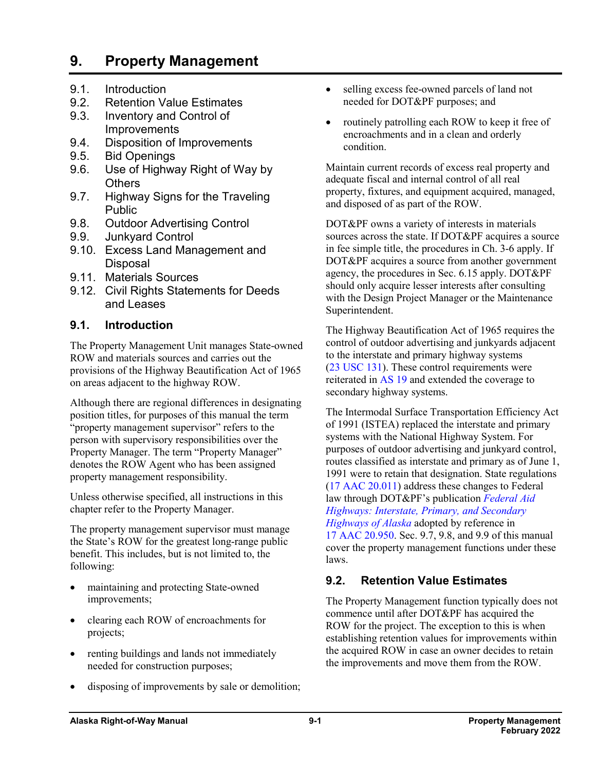# 9. Property Management

9.1. Introduction
9.2. Retention Value Estimates
9.3. Inventory and Control of Improvements
9.4. Disposition of Improvements
9.5. Bid Openings
9.6. Use of Highway Right of Way by Others
9.7. Highway Signs for the Traveling Public
9.8. Outdoor Advertising Control
9.9. Junkyard Control
9.10. Excess Land Management and Disposal
9.11. Materials Sources
9.12. Civil Rights Statements for Deeds and Leases

## 9.1. Introduction

The Property Management Unit manages State-owned ROW and materials sources and carries out the provisions of the Highway Beautification Act of 1965 on areas adjacent to the highway ROW.

Although there are regional differences in designating position titles, for purposes of this manual the term "property management supervisor" refers to the person with supervisory responsibilities over the Property Manager. The term "Property Manager" denotes the ROW Agent who has been assigned property management responsibility.

Unless otherwise specified, all instructions in this chapter refer to the Property Manager.

The property management supervisor must manage the State's ROW for the greatest long-range public benefit. This includes, but is not limited to, the following:

- maintaining and protecting State-owned improvements;
- clearing each ROW of encroachments for projects;
- renting buildings and lands not immediately needed for construction purposes;
- disposing of improvements by sale or demolition;
- selling excess fee-owned parcels of land not needed for DOT&PF purposes; and
- routinely patrolling each ROW to keep it free of encroachments and in a clean and orderly condition.

Maintain current records of excess real property and adequate fiscal and internal control of all real property, fixtures, and equipment acquired, managed, and disposed of as part of the ROW.

DOT&PF owns a variety of interests in materials sources across the state. If DOT&PF acquires a source in fee simple title, the procedures in Ch. 3-6 apply. If DOT&PF acquires a source from another government agency, the procedures in Sec. 6.15 apply. DOT&PF should only acquire lesser interests after consulting with the Design Project Manager or the Maintenance Superintendent.

The Highway Beautification Act of 1965 requires the control of outdoor advertising and junkyards adjacent to the interstate and primary highway systems (23 USC 131). These control requirements were reiterated in AS 19 and extended the coverage to secondary highway systems.

The Intermodal Surface Transportation Efficiency Act of 1991 (ISTEA) replaced the interstate and primary systems with the National Highway System. For purposes of outdoor advertising and junkyard control, routes classified as interstate and primary as of June 1, 1991 were to retain that designation. State regulations (17 AAC 20.011) address these changes to Federal law through DOT&PF's publication *Federal Aid Highways: Interstate, Primary, and Secondary Highways of Alaska* adopted by reference in 17 AAC 20.950. Sec. 9.7, 9.8, and 9.9 of this manual cover the property management functions under these laws.

## 9.2. Retention Value Estimates

The Property Management function typically does not commence until after DOT&PF has acquired the ROW for the project. The exception to this is when establishing retention values for improvements within the acquired ROW in case an owner decides to retain the improvements and move them from the ROW.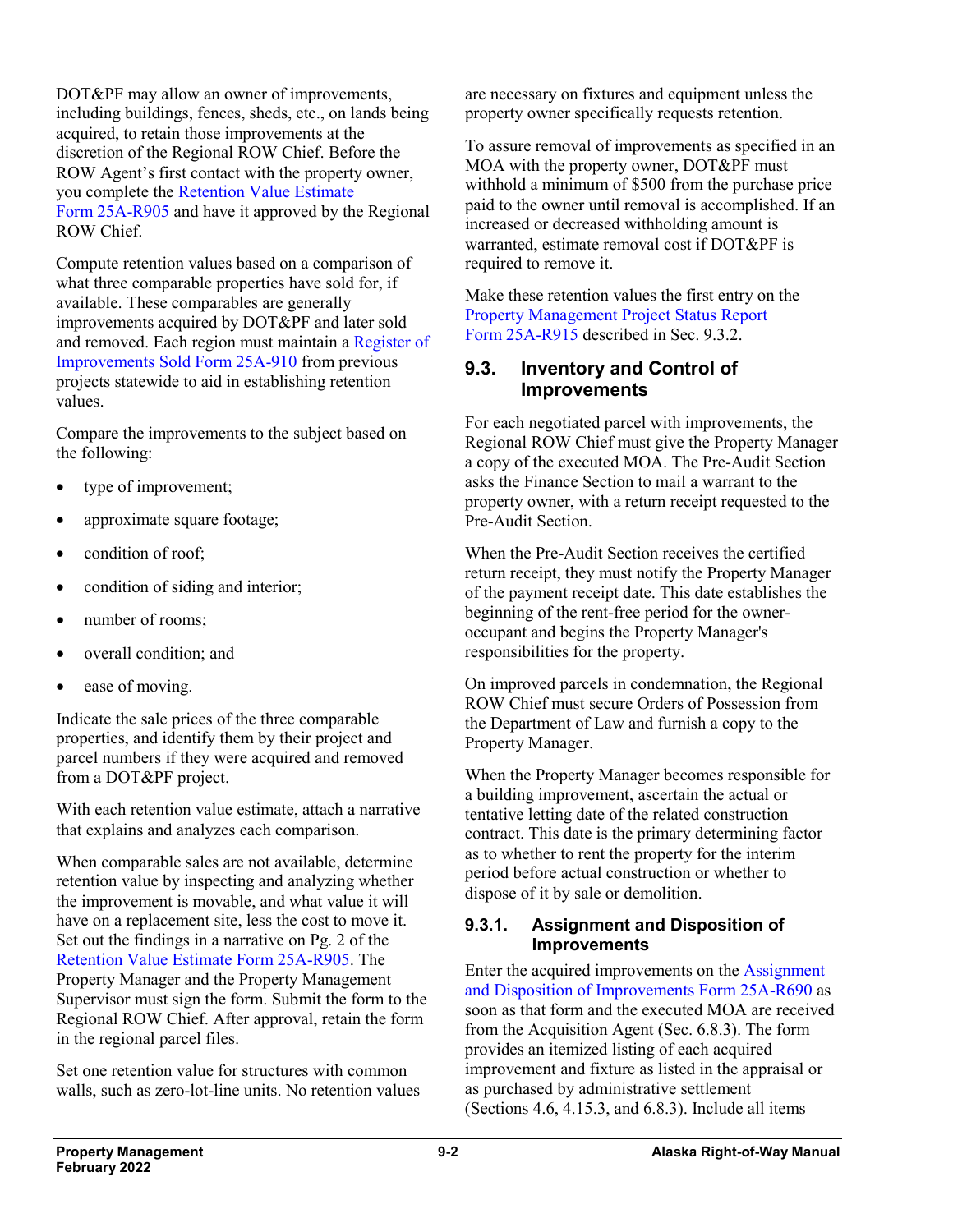DOT&PF may allow an owner of improvements, including buildings, fences, sheds, etc., on lands being acquired, to retain those improvements at the discretion of the Regional ROW Chief. Before the ROW Agent's first contact with the property owner, you complete the Retention Value Estimate Form 25A-R905 and have it approved by the Regional ROW Chief.

Compute retention values based on a comparison of what three comparable properties have sold for, if available. These comparables are generally improvements acquired by DOT&PF and later sold and removed. Each region must maintain a Register of Improvements Sold Form 25A-910 from previous projects statewide to aid in establishing retention values.

Compare the improvements to the subject based on the following:

- type of improvement;
- approximate square footage;
- condition of roof;
- condition of siding and interior;
- number of rooms;
- overall condition; and
- ease of moving.

Indicate the sale prices of the three comparable properties, and identify them by their project and parcel numbers if they were acquired and removed from a DOT&PF project.

With each retention value estimate, attach a narrative that explains and analyzes each comparison.

When comparable sales are not available, determine retention value by inspecting and analyzing whether the improvement is movable, and what value it will have on a replacement site, less the cost to move it. Set out the findings in a narrative on Pg. 2 of the Retention Value Estimate Form 25A-R905. The Property Manager and the Property Management Supervisor must sign the form. Submit the form to the Regional ROW Chief. After approval, retain the form in the regional parcel files.

Set one retention value for structures with common walls, such as zero-lot-line units. No retention values are necessary on fixtures and equipment unless the property owner specifically requests retention.

To assure removal of improvements as specified in an MOA with the property owner, DOT&PF must withhold a minimum of $500 from the purchase price paid to the owner until removal is accomplished. If an increased or decreased withholding amount is warranted, estimate removal cost if DOT&PF is required to remove it.

Make these retention values the first entry on the Property Management Project Status Report Form 25A-R915 described in Sec. 9.3.2.

## 9.3. Inventory and Control of Improvements

For each negotiated parcel with improvements, the Regional ROW Chief must give the Property Manager a copy of the executed MOA. The Pre-Audit Section asks the Finance Section to mail a warrant to the property owner, with a return receipt requested to the Pre-Audit Section.

When the Pre-Audit Section receives the certified return receipt, they must notify the Property Manager of the payment receipt date. This date establishes the beginning of the rent-free period for the owner-occupant and begins the Property Manager's responsibilities for the property.

On improved parcels in condemnation, the Regional ROW Chief must secure Orders of Possession from the Department of Law and furnish a copy to the Property Manager.

When the Property Manager becomes responsible for a building improvement, ascertain the actual or tentative letting date of the related construction contract. This date is the primary determining factor as to whether to rent the property for the interim period before actual construction or whether to dispose of it by sale or demolition.

### 9.3.1. Assignment and Disposition of Improvements

Enter the acquired improvements on the Assignment and Disposition of Improvements Form 25A-R690 as soon as that form and the executed MOA are received from the Acquisition Agent (Sec. 6.8.3). The form provides an itemized listing of each acquired improvement and fixture as listed in the appraisal or as purchased by administrative settlement (Sections 4.6, 4.15.3, and 6.8.3). Include all items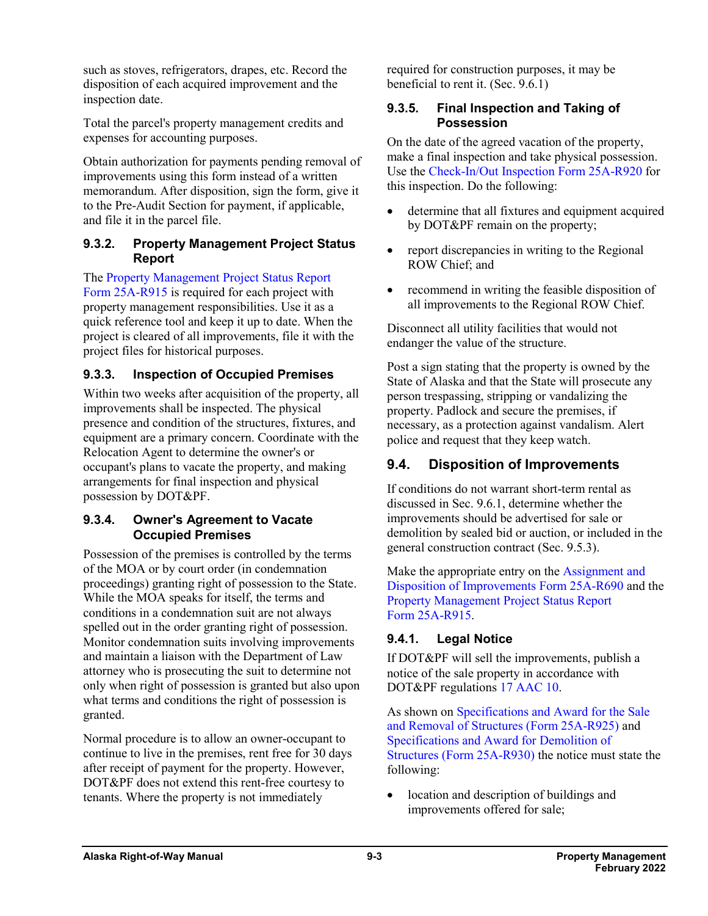such as stoves, refrigerators, drapes, etc. Record the disposition of each acquired improvement and the inspection date.

Total the parcel's property management credits and expenses for accounting purposes.

Obtain authorization for payments pending removal of improvements using this form instead of a written memorandum. After disposition, sign the form, give it to the Pre-Audit Section for payment, if applicable, and file it in the parcel file.

### 9.3.2. Property Management Project Status Report

The Property Management Project Status Report Form 25A-R915 is required for each project with property management responsibilities. Use it as a quick reference tool and keep it up to date. When the project is cleared of all improvements, file it with the project files for historical purposes.

### 9.3.3. Inspection of Occupied Premises

Within two weeks after acquisition of the property, all improvements shall be inspected. The physical presence and condition of the structures, fixtures, and equipment are a primary concern. Coordinate with the Relocation Agent to determine the owner's or occupant's plans to vacate the property, and making arrangements for final inspection and physical possession by DOT&PF.

### 9.3.4. Owner's Agreement to Vacate Occupied Premises

Possession of the premises is controlled by the terms of the MOA or by court order (in condemnation proceedings) granting right of possession to the State. While the MOA speaks for itself, the terms and conditions in a condemnation suit are not always spelled out in the order granting right of possession. Monitor condemnation suits involving improvements and maintain a liaison with the Department of Law attorney who is prosecuting the suit to determine not only when right of possession is granted but also upon what terms and conditions the right of possession is granted.

Normal procedure is to allow an owner-occupant to continue to live in the premises, rent free for 30 days after receipt of payment for the property. However, DOT&PF does not extend this rent-free courtesy to tenants. Where the property is not immediately required for construction purposes, it may be beneficial to rent it. (Sec. 9.6.1)

### 9.3.5. Final Inspection and Taking of Possession

On the date of the agreed vacation of the property, make a final inspection and take physical possession. Use the Check-In/Out Inspection Form 25A-R920 for this inspection. Do the following:

- determine that all fixtures and equipment acquired by DOT&PF remain on the property;
- report discrepancies in writing to the Regional ROW Chief; and
- recommend in writing the feasible disposition of all improvements to the Regional ROW Chief.

Disconnect all utility facilities that would not endanger the value of the structure.

Post a sign stating that the property is owned by the State of Alaska and that the State will prosecute any person trespassing, stripping or vandalizing the property. Padlock and secure the premises, if necessary, as a protection against vandalism. Alert police and request that they keep watch.

## 9.4. Disposition of Improvements

If conditions do not warrant short-term rental as discussed in Sec. 9.6.1, determine whether the improvements should be advertised for sale or demolition by sealed bid or auction, or included in the general construction contract (Sec. 9.5.3).

Make the appropriate entry on the Assignment and Disposition of Improvements Form 25A-R690 and the Property Management Project Status Report Form 25A-R915.

### 9.4.1. Legal Notice

If DOT&PF will sell the improvements, publish a notice of the sale property in accordance with DOT&PF regulations 17 AAC 10.

As shown on Specifications and Award for the Sale and Removal of Structures (Form 25A-R925) and Specifications and Award for Demolition of Structures (Form 25A-R930) the notice must state the following:

- location and description of buildings and improvements offered for sale;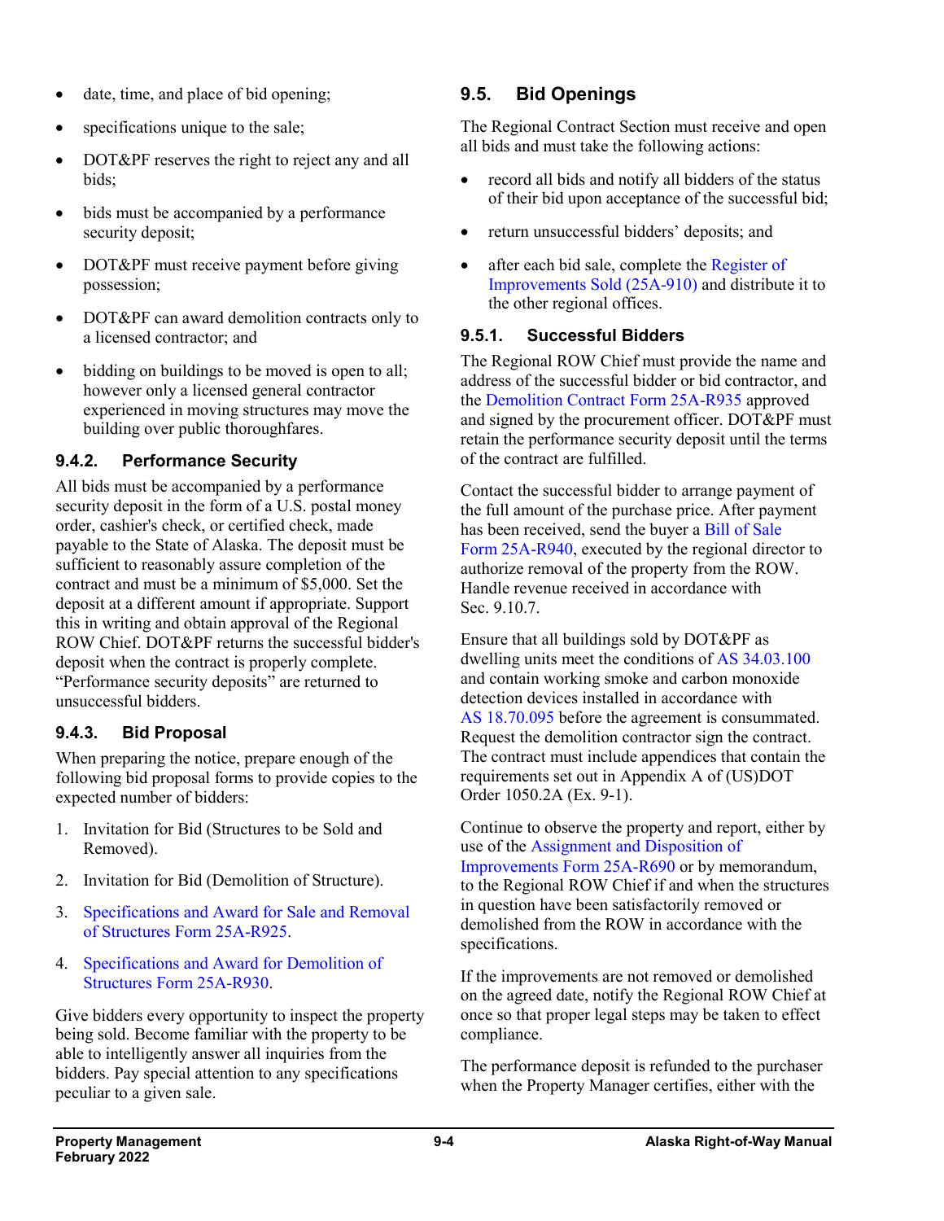- date, time, and place of bid opening;
- specifications unique to the sale;
- DOT&PF reserves the right to reject any and all bids;
- bids must be accompanied by a performance security deposit;
- DOT&PF must receive payment before giving possession;
- DOT&PF can award demolition contracts only to a licensed contractor; and
- bidding on buildings to be moved is open to all; however only a licensed general contractor experienced in moving structures may move the building over public thoroughfares.

### 9.4.2. Performance Security

All bids must be accompanied by a performance security deposit in the form of a U.S. postal money order, cashier's check, or certified check, made payable to the State of Alaska. The deposit must be sufficient to reasonably assure completion of the contract and must be a minimum of $5,000. Set the deposit at a different amount if appropriate. Support this in writing and obtain approval of the Regional ROW Chief. DOT&PF returns the successful bidder's deposit when the contract is properly complete. "Performance security deposits" are returned to unsuccessful bidders.

### 9.4.3. Bid Proposal

When preparing the notice, prepare enough of the following bid proposal forms to provide copies to the expected number of bidders:

1. Invitation for Bid (Structures to be Sold and Removed).
2. Invitation for Bid (Demolition of Structure).
3. Specifications and Award for Sale and Removal of Structures Form 25A-R925.
4. Specifications and Award for Demolition of Structures Form 25A-R930.

Give bidders every opportunity to inspect the property being sold. Become familiar with the property to be able to intelligently answer all inquiries from the bidders. Pay special attention to any specifications peculiar to a given sale.

## 9.5. Bid Openings

The Regional Contract Section must receive and open all bids and must take the following actions:

- record all bids and notify all bidders of the status of their bid upon acceptance of the successful bid;
- return unsuccessful bidders' deposits; and
- after each bid sale, complete the Register of Improvements Sold (25A-910) and distribute it to the other regional offices.

### 9.5.1. Successful Bidders

The Regional ROW Chief must provide the name and address of the successful bidder or bid contractor, and the Demolition Contract Form 25A-R935 approved and signed by the procurement officer. DOT&PF must retain the performance security deposit until the terms of the contract are fulfilled.

Contact the successful bidder to arrange payment of the full amount of the purchase price. After payment has been received, send the buyer a Bill of Sale Form 25A-R940, executed by the regional director to authorize removal of the property from the ROW. Handle revenue received in accordance with Sec. 9.10.7.

Ensure that all buildings sold by DOT&PF as dwelling units meet the conditions of AS 34.03.100 and contain working smoke and carbon monoxide detection devices installed in accordance with AS 18.70.095 before the agreement is consummated. Request the demolition contractor sign the contract. The contract must include appendices that contain the requirements set out in Appendix A of (US)DOT Order 1050.2A (Ex. 9-1).

Continue to observe the property and report, either by use of the Assignment and Disposition of Improvements Form 25A-R690 or by memorandum, to the Regional ROW Chief if and when the structures in question have been satisfactorily removed or demolished from the ROW in accordance with the specifications.

If the improvements are not removed or demolished on the agreed date, notify the Regional ROW Chief at once so that proper legal steps may be taken to effect compliance.

The performance deposit is refunded to the purchaser when the Property Manager certifies, either with the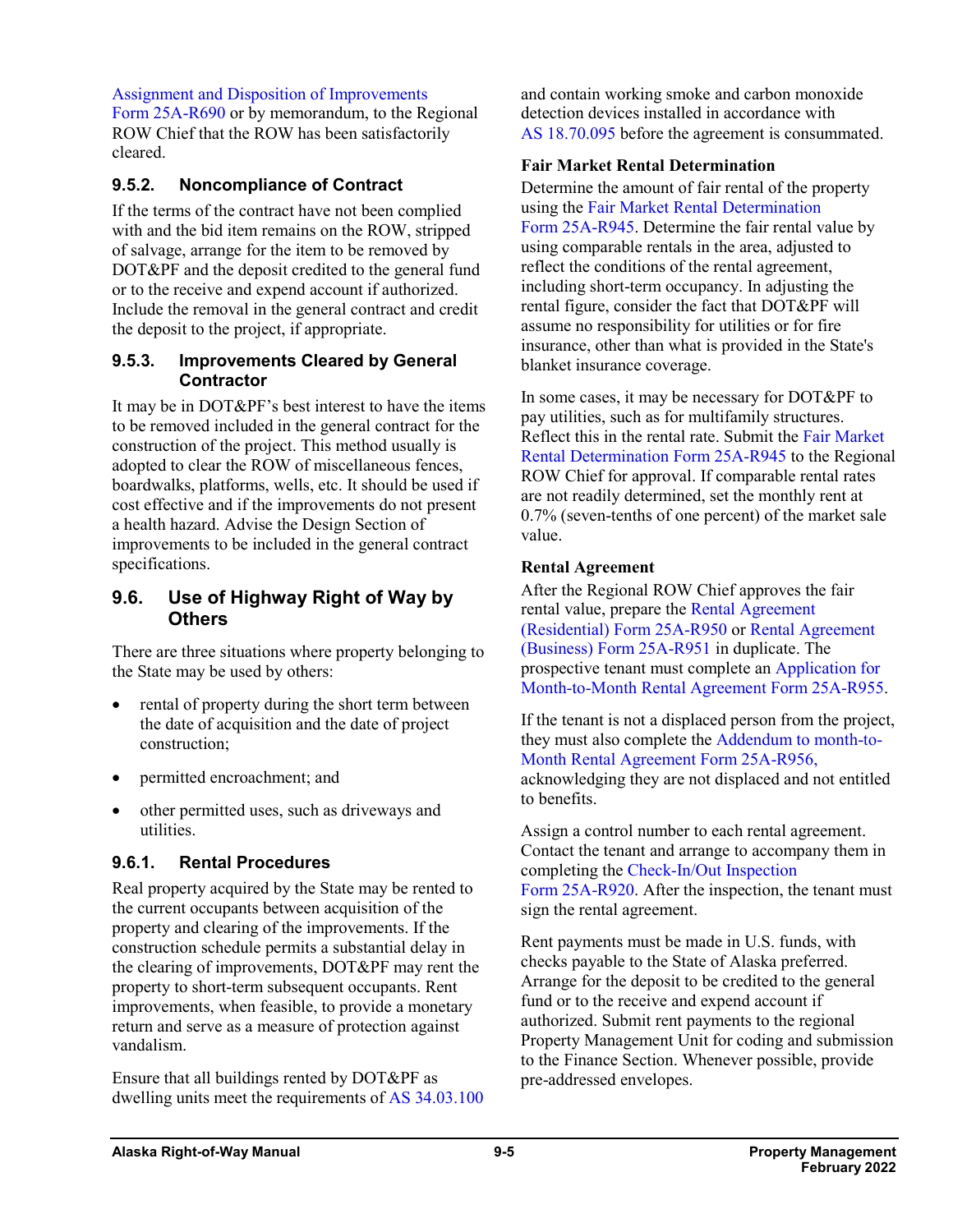Assignment and Disposition of Improvements Form 25A-R690 or by memorandum, to the Regional ROW Chief that the ROW has been satisfactorily cleared.

### 9.5.2. Noncompliance of Contract

If the terms of the contract have not been complied with and the bid item remains on the ROW, stripped of salvage, arrange for the item to be removed by DOT&PF and the deposit credited to the general fund or to the receive and expend account if authorized. Include the removal in the general contract and credit the deposit to the project, if appropriate.

### 9.5.3. Improvements Cleared by General Contractor

It may be in DOT&PF's best interest to have the items to be removed included in the general contract for the construction of the project. This method usually is adopted to clear the ROW of miscellaneous fences, boardwalks, platforms, wells, etc. It should be used if cost effective and if the improvements do not present a health hazard. Advise the Design Section of improvements to be included in the general contract specifications.

## 9.6. Use of Highway Right of Way by Others

There are three situations where property belonging to the State may be used by others:

- rental of property during the short term between the date of acquisition and the date of project construction;
- permitted encroachment; and
- other permitted uses, such as driveways and utilities.

### 9.6.1. Rental Procedures

Real property acquired by the State may be rented to the current occupants between acquisition of the property and clearing of the improvements. If the construction schedule permits a substantial delay in the clearing of improvements, DOT&PF may rent the property to short-term subsequent occupants. Rent improvements, when feasible, to provide a monetary return and serve as a measure of protection against vandalism.

Ensure that all buildings rented by DOT&PF as dwelling units meet the requirements of AS 34.03.100 and contain working smoke and carbon monoxide detection devices installed in accordance with AS 18.70.095 before the agreement is consummated.

**Fair Market Rental Determination**

Determine the amount of fair rental of the property using the Fair Market Rental Determination Form 25A-R945. Determine the fair rental value by using comparable rentals in the area, adjusted to reflect the conditions of the rental agreement, including short-term occupancy. In adjusting the rental figure, consider the fact that DOT&PF will assume no responsibility for utilities or for fire insurance, other than what is provided in the State's blanket insurance coverage.

In some cases, it may be necessary for DOT&PF to pay utilities, such as for multifamily structures. Reflect this in the rental rate. Submit the Fair Market Rental Determination Form 25A-R945 to the Regional ROW Chief for approval. If comparable rental rates are not readily determined, set the monthly rent at 0.7% (seven-tenths of one percent) of the market sale value.

**Rental Agreement**

After the Regional ROW Chief approves the fair rental value, prepare the Rental Agreement (Residential) Form 25A-R950 or Rental Agreement (Business) Form 25A-R951 in duplicate. The prospective tenant must complete an Application for Month-to-Month Rental Agreement Form 25A-R955.

If the tenant is not a displaced person from the project, they must also complete the Addendum to month-to-Month Rental Agreement Form 25A-R956, acknowledging they are not displaced and not entitled to benefits.

Assign a control number to each rental agreement. Contact the tenant and arrange to accompany them in completing the Check-In/Out Inspection Form 25A-R920. After the inspection, the tenant must sign the rental agreement.

Rent payments must be made in U.S. funds, with checks payable to the State of Alaska preferred. Arrange for the deposit to be credited to the general fund or to the receive and expend account if authorized. Submit rent payments to the regional Property Management Unit for coding and submission to the Finance Section. Whenever possible, provide pre-addressed envelopes.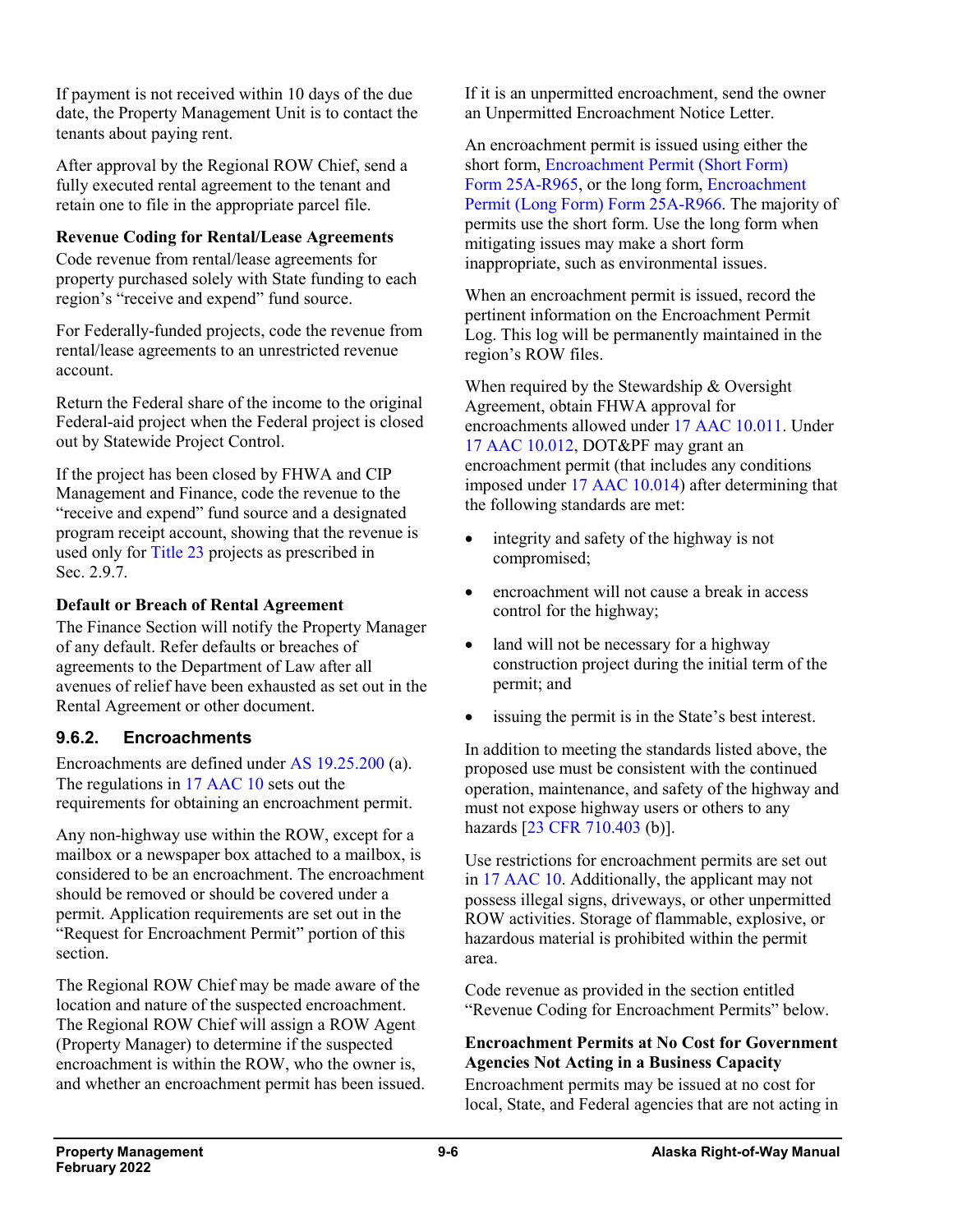If payment is not received within 10 days of the due date, the Property Management Unit is to contact the tenants about paying rent.

After approval by the Regional ROW Chief, send a fully executed rental agreement to the tenant and retain one to file in the appropriate parcel file.

**Revenue Coding for Rental/Lease Agreements**

Code revenue from rental/lease agreements for property purchased solely with State funding to each region's "receive and expend" fund source.

For Federally-funded projects, code the revenue from rental/lease agreements to an unrestricted revenue account.

Return the Federal share of the income to the original Federal-aid project when the Federal project is closed out by Statewide Project Control.

If the project has been closed by FHWA and CIP Management and Finance, code the revenue to the "receive and expend" fund source and a designated program receipt account, showing that the revenue is used only for Title 23 projects as prescribed in Sec. 2.9.7.

**Default or Breach of Rental Agreement**

The Finance Section will notify the Property Manager of any default. Refer defaults or breaches of agreements to the Department of Law after all avenues of relief have been exhausted as set out in the Rental Agreement or other document.

### 9.6.2. Encroachments

Encroachments are defined under AS 19.25.200 (a). The regulations in 17 AAC 10 sets out the requirements for obtaining an encroachment permit.

Any non-highway use within the ROW, except for a mailbox or a newspaper box attached to a mailbox, is considered to be an encroachment. The encroachment should be removed or should be covered under a permit. Application requirements are set out in the "Request for Encroachment Permit" portion of this section.

The Regional ROW Chief may be made aware of the location and nature of the suspected encroachment. The Regional ROW Chief will assign a ROW Agent (Property Manager) to determine if the suspected encroachment is within the ROW, who the owner is, and whether an encroachment permit has been issued.

If it is an unpermitted encroachment, send the owner an Unpermitted Encroachment Notice Letter.

An encroachment permit is issued using either the short form, Encroachment Permit (Short Form) Form 25A-R965, or the long form, Encroachment Permit (Long Form) Form 25A-R966. The majority of permits use the short form. Use the long form when mitigating issues may make a short form inappropriate, such as environmental issues.

When an encroachment permit is issued, record the pertinent information on the Encroachment Permit Log. This log will be permanently maintained in the region's ROW files.

When required by the Stewardship & Oversight Agreement, obtain FHWA approval for encroachments allowed under 17 AAC 10.011. Under 17 AAC 10.012, DOT&PF may grant an encroachment permit (that includes any conditions imposed under 17 AAC 10.014) after determining that the following standards are met:

- integrity and safety of the highway is not compromised;
- encroachment will not cause a break in access control for the highway;
- land will not be necessary for a highway construction project during the initial term of the permit; and
- issuing the permit is in the State's best interest.

In addition to meeting the standards listed above, the proposed use must be consistent with the continued operation, maintenance, and safety of the highway and must not expose highway users or others to any hazards [23 CFR 710.403 (b)].

Use restrictions for encroachment permits are set out in 17 AAC 10. Additionally, the applicant may not possess illegal signs, driveways, or other unpermitted ROW activities. Storage of flammable, explosive, or hazardous material is prohibited within the permit area.

Code revenue as provided in the section entitled "Revenue Coding for Encroachment Permits" below.

**Encroachment Permits at No Cost for Government Agencies Not Acting in a Business Capacity**

Encroachment permits may be issued at no cost for local, State, and Federal agencies that are not acting in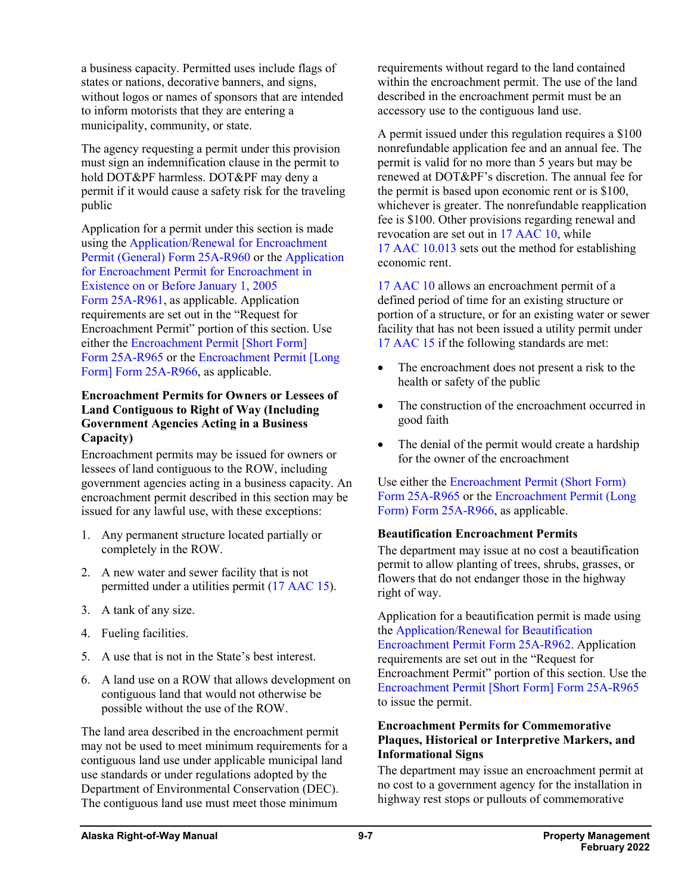a business capacity. Permitted uses include flags of states or nations, decorative banners, and signs, without logos or names of sponsors that are intended to inform motorists that they are entering a municipality, community, or state.

The agency requesting a permit under this provision must sign an indemnification clause in the permit to hold DOT&PF harmless. DOT&PF may deny a permit if it would cause a safety risk for the traveling public

Application for a permit under this section is made using the Application/Renewal for Encroachment Permit (General) Form 25A-R960 or the Application for Encroachment Permit for Encroachment in Existence on or Before January 1, 2005 Form 25A-R961, as applicable. Application requirements are set out in the "Request for Encroachment Permit" portion of this section. Use either the Encroachment Permit [Short Form] Form 25A-R965 or the Encroachment Permit [Long Form] Form 25A-R966, as applicable.

**Encroachment Permits for Owners or Lessees of Land Contiguous to Right of Way (Including Government Agencies Acting in a Business Capacity)**

Encroachment permits may be issued for owners or lessees of land contiguous to the ROW, including government agencies acting in a business capacity. An encroachment permit described in this section may be issued for any lawful use, with these exceptions:

1. Any permanent structure located partially or completely in the ROW.
2. A new water and sewer facility that is not permitted under a utilities permit (17 AAC 15).
3. A tank of any size.
4. Fueling facilities.
5. A use that is not in the State's best interest.
6. A land use on a ROW that allows development on contiguous land that would not otherwise be possible without the use of the ROW.

The land area described in the encroachment permit may not be used to meet minimum requirements for a contiguous land use under applicable municipal land use standards or under regulations adopted by the Department of Environmental Conservation (DEC). The contiguous land use must meet those minimum requirements without regard to the land contained within the encroachment permit. The use of the land described in the encroachment permit must be an accessory use to the contiguous land use.

A permit issued under this regulation requires a $100 nonrefundable application fee and an annual fee. The permit is valid for no more than 5 years but may be renewed at DOT&PF's discretion. The annual fee for the permit is based upon economic rent or is $100, whichever is greater. The nonrefundable reapplication fee is $100. Other provisions regarding renewal and revocation are set out in 17 AAC 10, while 17 AAC 10.013 sets out the method for establishing economic rent.

17 AAC 10 allows an encroachment permit of a defined period of time for an existing structure or portion of a structure, or for an existing water or sewer facility that has not been issued a utility permit under 17 AAC 15 if the following standards are met:

- The encroachment does not present a risk to the health or safety of the public
- The construction of the encroachment occurred in good faith
- The denial of the permit would create a hardship for the owner of the encroachment

Use either the Encroachment Permit (Short Form) Form 25A-R965 or the Encroachment Permit (Long Form) Form 25A-R966, as applicable.

**Beautification Encroachment Permits**

The department may issue at no cost a beautification permit to allow planting of trees, shrubs, grasses, or flowers that do not endanger those in the highway right of way.

Application for a beautification permit is made using the Application/Renewal for Beautification Encroachment Permit Form 25A-R962. Application requirements are set out in the "Request for Encroachment Permit" portion of this section. Use the Encroachment Permit [Short Form] Form 25A-R965 to issue the permit.

**Encroachment Permits for Commemorative Plaques, Historical or Interpretive Markers, and Informational Signs**

The department may issue an encroachment permit at no cost to a government agency for the installation in highway rest stops or pullouts of commemorative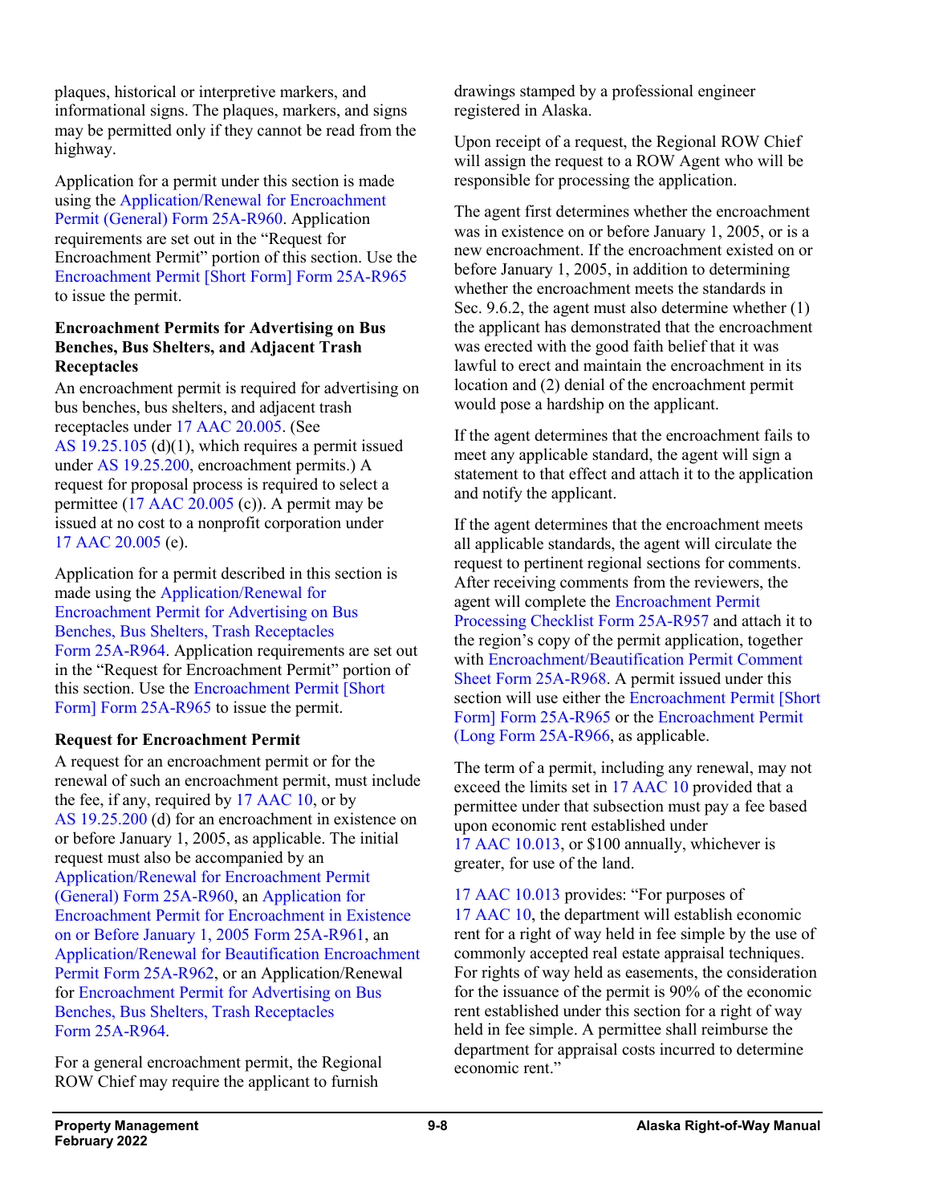plaques, historical or interpretive markers, and informational signs. The plaques, markers, and signs may be permitted only if they cannot be read from the highway.

Application for a permit under this section is made using the Application/Renewal for Encroachment Permit (General) Form 25A-R960. Application requirements are set out in the "Request for Encroachment Permit" portion of this section. Use the Encroachment Permit [Short Form] Form 25A-R965 to issue the permit.

**Encroachment Permits for Advertising on Bus Benches, Bus Shelters, and Adjacent Trash Receptacles**

An encroachment permit is required for advertising on bus benches, bus shelters, and adjacent trash receptacles under 17 AAC 20.005. (See AS 19.25.105 (d)(1), which requires a permit issued under AS 19.25.200, encroachment permits.) A request for proposal process is required to select a permittee (17 AAC 20.005 (c)). A permit may be issued at no cost to a nonprofit corporation under 17 AAC 20.005 (e).

Application for a permit described in this section is made using the Application/Renewal for Encroachment Permit for Advertising on Bus Benches, Bus Shelters, Trash Receptacles Form 25A-R964. Application requirements are set out in the "Request for Encroachment Permit" portion of this section. Use the Encroachment Permit [Short Form] Form 25A-R965 to issue the permit.

**Request for Encroachment Permit**

A request for an encroachment permit or for the renewal of such an encroachment permit, must include the fee, if any, required by 17 AAC 10, or by AS 19.25.200 (d) for an encroachment in existence on or before January 1, 2005, as applicable. The initial request must also be accompanied by an Application/Renewal for Encroachment Permit (General) Form 25A-R960, an Application for Encroachment Permit for Encroachment in Existence on or Before January 1, 2005 Form 25A-R961, an Application/Renewal for Beautification Encroachment Permit Form 25A-R962, or an Application/Renewal for Encroachment Permit for Advertising on Bus Benches, Bus Shelters, Trash Receptacles Form 25A-R964.

For a general encroachment permit, the Regional ROW Chief may require the applicant to furnish drawings stamped by a professional engineer registered in Alaska.

Upon receipt of a request, the Regional ROW Chief will assign the request to a ROW Agent who will be responsible for processing the application.

The agent first determines whether the encroachment was in existence on or before January 1, 2005, or is a new encroachment. If the encroachment existed on or before January 1, 2005, in addition to determining whether the encroachment meets the standards in Sec. 9.6.2, the agent must also determine whether (1) the applicant has demonstrated that the encroachment was erected with the good faith belief that it was lawful to erect and maintain the encroachment in its location and (2) denial of the encroachment permit would pose a hardship on the applicant.

If the agent determines that the encroachment fails to meet any applicable standard, the agent will sign a statement to that effect and attach it to the application and notify the applicant.

If the agent determines that the encroachment meets all applicable standards, the agent will circulate the request to pertinent regional sections for comments. After receiving comments from the reviewers, the agent will complete the Encroachment Permit Processing Checklist Form 25A-R957 and attach it to the region's copy of the permit application, together with Encroachment/Beautification Permit Comment Sheet Form 25A-R968. A permit issued under this section will use either the Encroachment Permit [Short Form] Form 25A-R965 or the Encroachment Permit (Long Form 25A-R966, as applicable.

The term of a permit, including any renewal, may not exceed the limits set in 17 AAC 10 provided that a permittee under that subsection must pay a fee based upon economic rent established under 17 AAC 10.013, or $100 annually, whichever is greater, for use of the land.

17 AAC 10.013 provides: "For purposes of 17 AAC 10, the department will establish economic rent for a right of way held in fee simple by the use of commonly accepted real estate appraisal techniques. For rights of way held as easements, the consideration for the issuance of the permit is 90% of the economic rent established under this section for a right of way held in fee simple. A permittee shall reimburse the department for appraisal costs incurred to determine economic rent."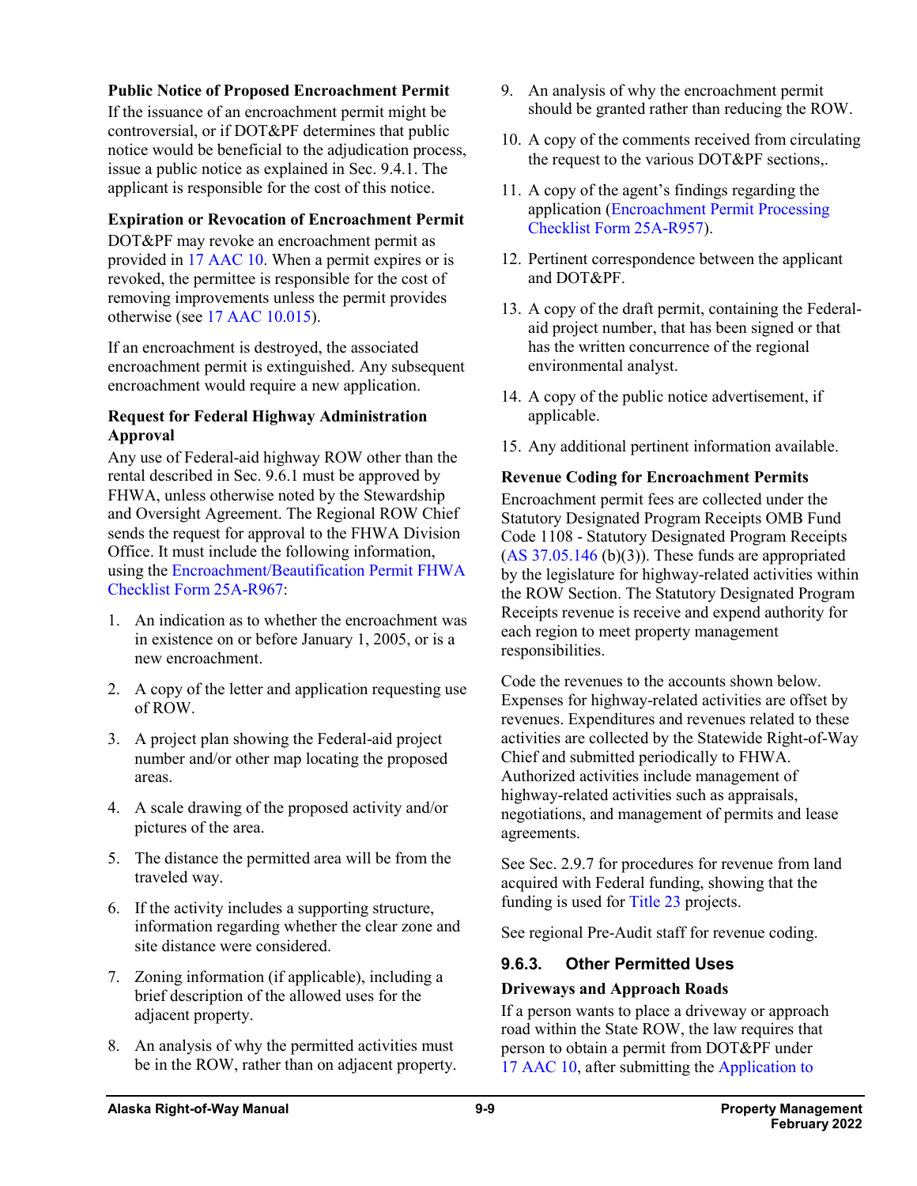**Public Notice of Proposed Encroachment Permit**

If the issuance of an encroachment permit might be controversial, or if DOT&PF determines that public notice would be beneficial to the adjudication process, issue a public notice as explained in Sec. 9.4.1. The applicant is responsible for the cost of this notice.

**Expiration or Revocation of Encroachment Permit**

DOT&PF may revoke an encroachment permit as provided in 17 AAC 10. When a permit expires or is revoked, the permittee is responsible for the cost of removing improvements unless the permit provides otherwise (see 17 AAC 10.015).

If an encroachment is destroyed, the associated encroachment permit is extinguished. Any subsequent encroachment would require a new application.

**Request for Federal Highway Administration Approval**

Any use of Federal-aid highway ROW other than the rental described in Sec. 9.6.1 must be approved by FHWA, unless otherwise noted by the Stewardship and Oversight Agreement. The Regional ROW Chief sends the request for approval to the FHWA Division Office. It must include the following information, using the Encroachment/Beautification Permit FHWA Checklist Form 25A-R967:

1. An indication as to whether the encroachment was in existence on or before January 1, 2005, or is a new encroachment.
2. A copy of the letter and application requesting use of ROW.
3. A project plan showing the Federal-aid project number and/or other map locating the proposed areas.
4. A scale drawing of the proposed activity and/or pictures of the area.
5. The distance the permitted area will be from the traveled way.
6. If the activity includes a supporting structure, information regarding whether the clear zone and site distance were considered.
7. Zoning information (if applicable), including a brief description of the allowed uses for the adjacent property.
8. An analysis of why the permitted activities must be in the ROW, rather than on adjacent property.
9. An analysis of why the encroachment permit should be granted rather than reducing the ROW.
10. A copy of the comments received from circulating the request to the various DOT&PF sections,.
11. A copy of the agent's findings regarding the application (Encroachment Permit Processing Checklist Form 25A-R957).
12. Pertinent correspondence between the applicant and DOT&PF.
13. A copy of the draft permit, containing the Federal-aid project number, that has been signed or that has the written concurrence of the regional environmental analyst.
14. A copy of the public notice advertisement, if applicable.
15. Any additional pertinent information available.

**Revenue Coding for Encroachment Permits**

Encroachment permit fees are collected under the Statutory Designated Program Receipts OMB Fund Code 1108 - Statutory Designated Program Receipts (AS 37.05.146 (b)(3)). These funds are appropriated by the legislature for highway-related activities within the ROW Section. The Statutory Designated Program Receipts revenue is receive and expend authority for each region to meet property management responsibilities.

Code the revenues to the accounts shown below. Expenses for highway-related activities are offset by revenues. Expenditures and revenues related to these activities are collected by the Statewide Right-of-Way Chief and submitted periodically to FHWA. Authorized activities include management of highway-related activities such as appraisals, negotiations, and management of permits and lease agreements.

See Sec. 2.9.7 for procedures for revenue from land acquired with Federal funding, showing that the funding is used for Title 23 projects.

See regional Pre-Audit staff for revenue coding.

### 9.6.3. Other Permitted Uses

**Driveways and Approach Roads**

If a person wants to place a driveway or approach road within the State ROW, the law requires that person to obtain a permit from DOT&PF under 17 AAC 10, after submitting the Application to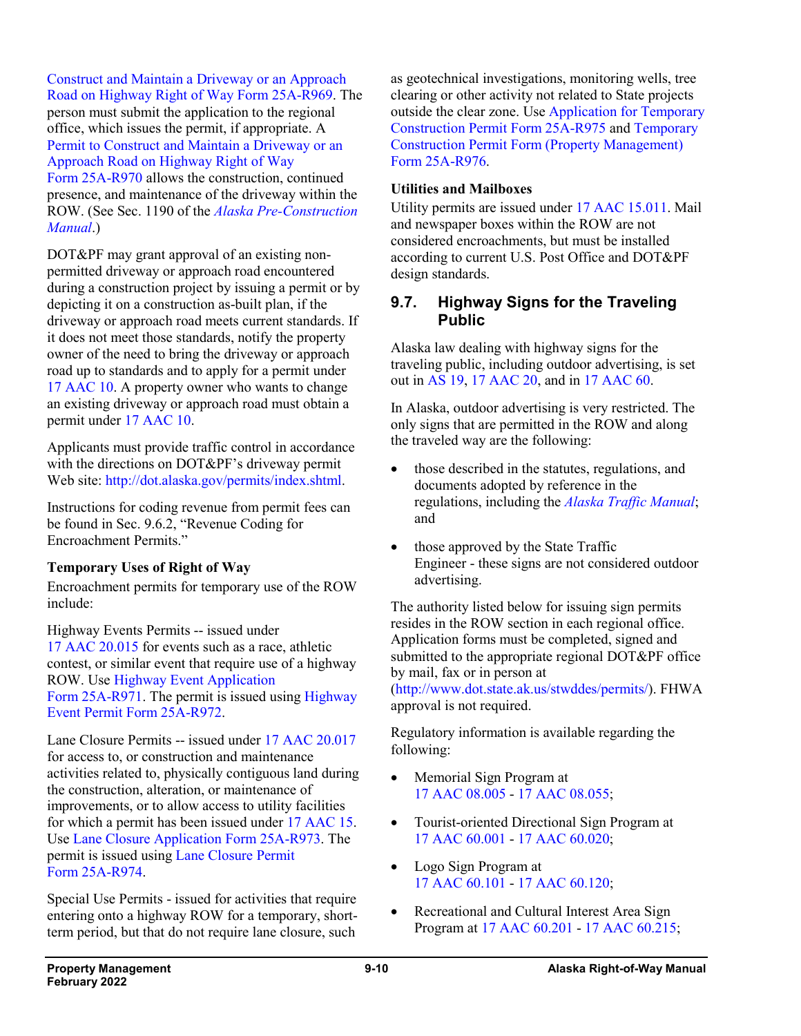Construct and Maintain a Driveway or an Approach Road on Highway Right of Way Form 25A-R969. The person must submit the application to the regional office, which issues the permit, if appropriate. A Permit to Construct and Maintain a Driveway or an Approach Road on Highway Right of Way Form 25A-R970 allows the construction, continued presence, and maintenance of the driveway within the ROW. (See Sec. 1190 of the *Alaska Pre-Construction Manual*.)

DOT&PF may grant approval of an existing non-permitted driveway or approach road encountered during a construction project by issuing a permit or by depicting it on a construction as-built plan, if the driveway or approach road meets current standards. If it does not meet those standards, notify the property owner of the need to bring the driveway or approach road up to standards and to apply for a permit under 17 AAC 10. A property owner who wants to change an existing driveway or approach road must obtain a permit under 17 AAC 10.

Applicants must provide traffic control in accordance with the directions on DOT&PF's driveway permit Web site: http://dot.alaska.gov/permits/index.shtml.

Instructions for coding revenue from permit fees can be found in Sec. 9.6.2, "Revenue Coding for Encroachment Permits."

**Temporary Uses of Right of Way**

Encroachment permits for temporary use of the ROW include:

Highway Events Permits -- issued under 17 AAC 20.015 for events such as a race, athletic contest, or similar event that require use of a highway ROW. Use Highway Event Application Form 25A-R971. The permit is issued using Highway Event Permit Form 25A-R972.

Lane Closure Permits -- issued under 17 AAC 20.017 for access to, or construction and maintenance activities related to, physically contiguous land during the construction, alteration, or maintenance of improvements, or to allow access to utility facilities for which a permit has been issued under 17 AAC 15. Use Lane Closure Application Form 25A-R973. The permit is issued using Lane Closure Permit Form 25A-R974.

Special Use Permits - issued for activities that require entering onto a highway ROW for a temporary, short-term period, but that do not require lane closure, such as geotechnical investigations, monitoring wells, tree clearing or other activity not related to State projects outside the clear zone. Use Application for Temporary Construction Permit Form 25A-R975 and Temporary Construction Permit Form (Property Management) Form 25A-R976.

**Utilities and Mailboxes**

Utility permits are issued under 17 AAC 15.011. Mail and newspaper boxes within the ROW are not considered encroachments, but must be installed according to current U.S. Post Office and DOT&PF design standards.

## 9.7. Highway Signs for the Traveling Public

Alaska law dealing with highway signs for the traveling public, including outdoor advertising, is set out in AS 19, 17 AAC 20, and in 17 AAC 60.

In Alaska, outdoor advertising is very restricted. The only signs that are permitted in the ROW and along the traveled way are the following:

- those described in the statutes, regulations, and documents adopted by reference in the regulations, including the *Alaska Traffic Manual*; and
- those approved by the State Traffic Engineer - these signs are not considered outdoor advertising.

The authority listed below for issuing sign permits resides in the ROW section in each regional office. Application forms must be completed, signed and submitted to the appropriate regional DOT&PF office by mail, fax or in person at (http://www.dot.state.ak.us/stwddes/permits/). FHWA approval is not required.

Regulatory information is available regarding the following:

- Memorial Sign Program at 17 AAC 08.005 - 17 AAC 08.055;
- Tourist-oriented Directional Sign Program at 17 AAC 60.001 - 17 AAC 60.020;
- Logo Sign Program at 17 AAC 60.101 - 17 AAC 60.120;
- Recreational and Cultural Interest Area Sign Program at 17 AAC 60.201 - 17 AAC 60.215;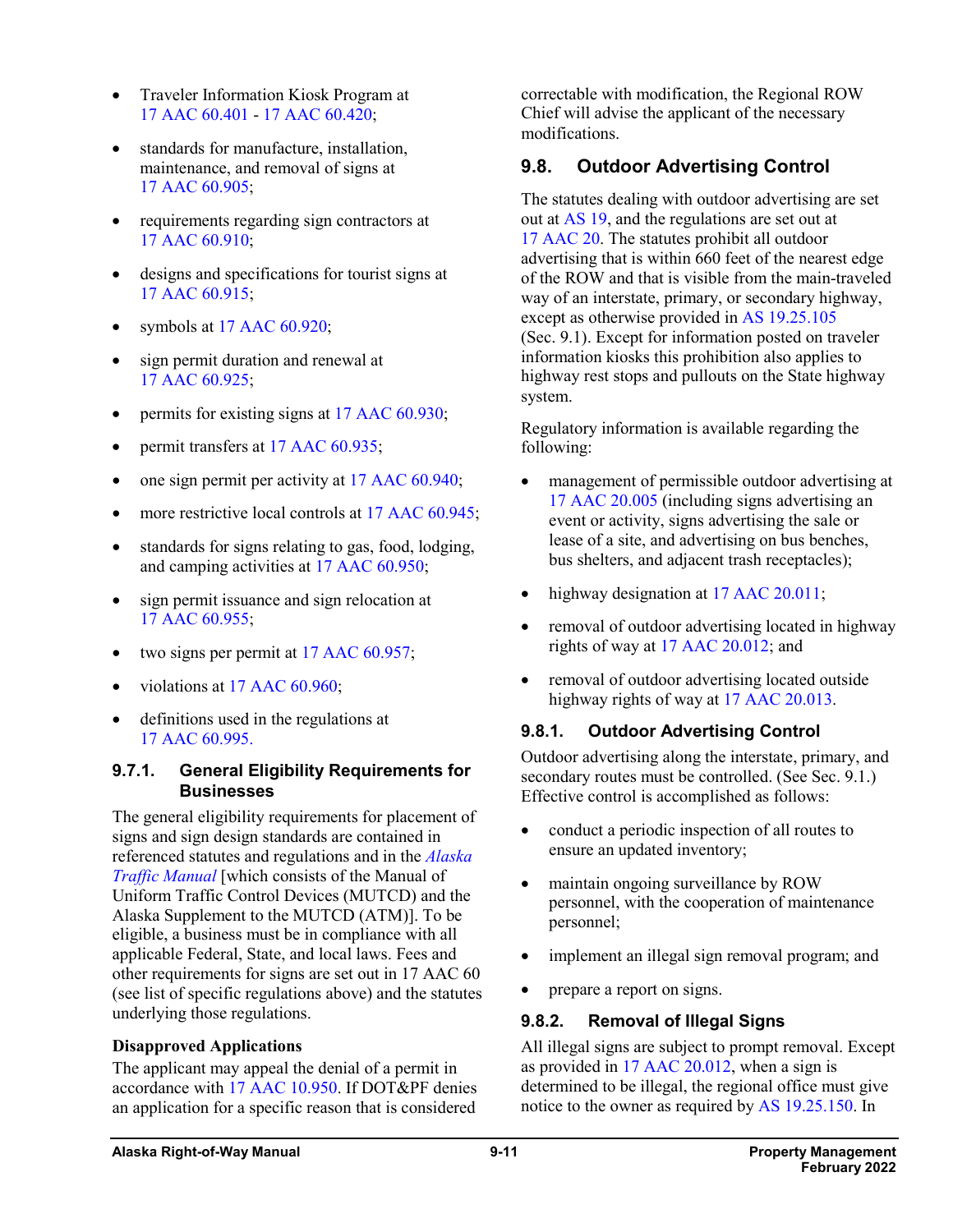- Traveler Information Kiosk Program at 17 AAC 60.401 - 17 AAC 60.420;
- standards for manufacture, installation, maintenance, and removal of signs at 17 AAC 60.905;
- requirements regarding sign contractors at 17 AAC 60.910;
- designs and specifications for tourist signs at 17 AAC 60.915;
- symbols at 17 AAC 60.920;
- sign permit duration and renewal at 17 AAC 60.925;
- permits for existing signs at 17 AAC 60.930;
- permit transfers at 17 AAC 60.935;
- one sign permit per activity at 17 AAC 60.940;
- more restrictive local controls at 17 AAC 60.945;
- standards for signs relating to gas, food, lodging, and camping activities at 17 AAC 60.950;
- sign permit issuance and sign relocation at 17 AAC 60.955;
- two signs per permit at 17 AAC 60.957;
- violations at 17 AAC 60.960;
- definitions used in the regulations at 17 AAC 60.995.

### 9.7.1. General Eligibility Requirements for Businesses

The general eligibility requirements for placement of signs and sign design standards are contained in referenced statutes and regulations and in the *Alaska Traffic Manual* [which consists of the Manual of Uniform Traffic Control Devices (MUTCD) and the Alaska Supplement to the MUTCD (ATM)]. To be eligible, a business must be in compliance with all applicable Federal, State, and local laws. Fees and other requirements for signs are set out in 17 AAC 60 (see list of specific regulations above) and the statutes underlying those regulations.

**Disapproved Applications**

The applicant may appeal the denial of a permit in accordance with 17 AAC 10.950. If DOT&PF denies an application for a specific reason that is considered correctable with modification, the Regional ROW Chief will advise the applicant of the necessary modifications.

## 9.8. Outdoor Advertising Control

The statutes dealing with outdoor advertising are set out at AS 19, and the regulations are set out at 17 AAC 20. The statutes prohibit all outdoor advertising that is within 660 feet of the nearest edge of the ROW and that is visible from the main-traveled way of an interstate, primary, or secondary highway, except as otherwise provided in AS 19.25.105 (Sec. 9.1). Except for information posted on traveler information kiosks this prohibition also applies to highway rest stops and pullouts on the State highway system.

Regulatory information is available regarding the following:

- management of permissible outdoor advertising at 17 AAC 20.005 (including signs advertising an event or activity, signs advertising the sale or lease of a site, and advertising on bus benches, bus shelters, and adjacent trash receptacles);
- highway designation at 17 AAC 20.011;
- removal of outdoor advertising located in highway rights of way at 17 AAC 20.012; and
- removal of outdoor advertising located outside highway rights of way at 17 AAC 20.013.

### 9.8.1. Outdoor Advertising Control

Outdoor advertising along the interstate, primary, and secondary routes must be controlled. (See Sec. 9.1.) Effective control is accomplished as follows:

- conduct a periodic inspection of all routes to ensure an updated inventory;
- maintain ongoing surveillance by ROW personnel, with the cooperation of maintenance personnel;
- implement an illegal sign removal program; and
- prepare a report on signs.

### 9.8.2. Removal of Illegal Signs

All illegal signs are subject to prompt removal. Except as provided in 17 AAC 20.012, when a sign is determined to be illegal, the regional office must give notice to the owner as required by AS 19.25.150. In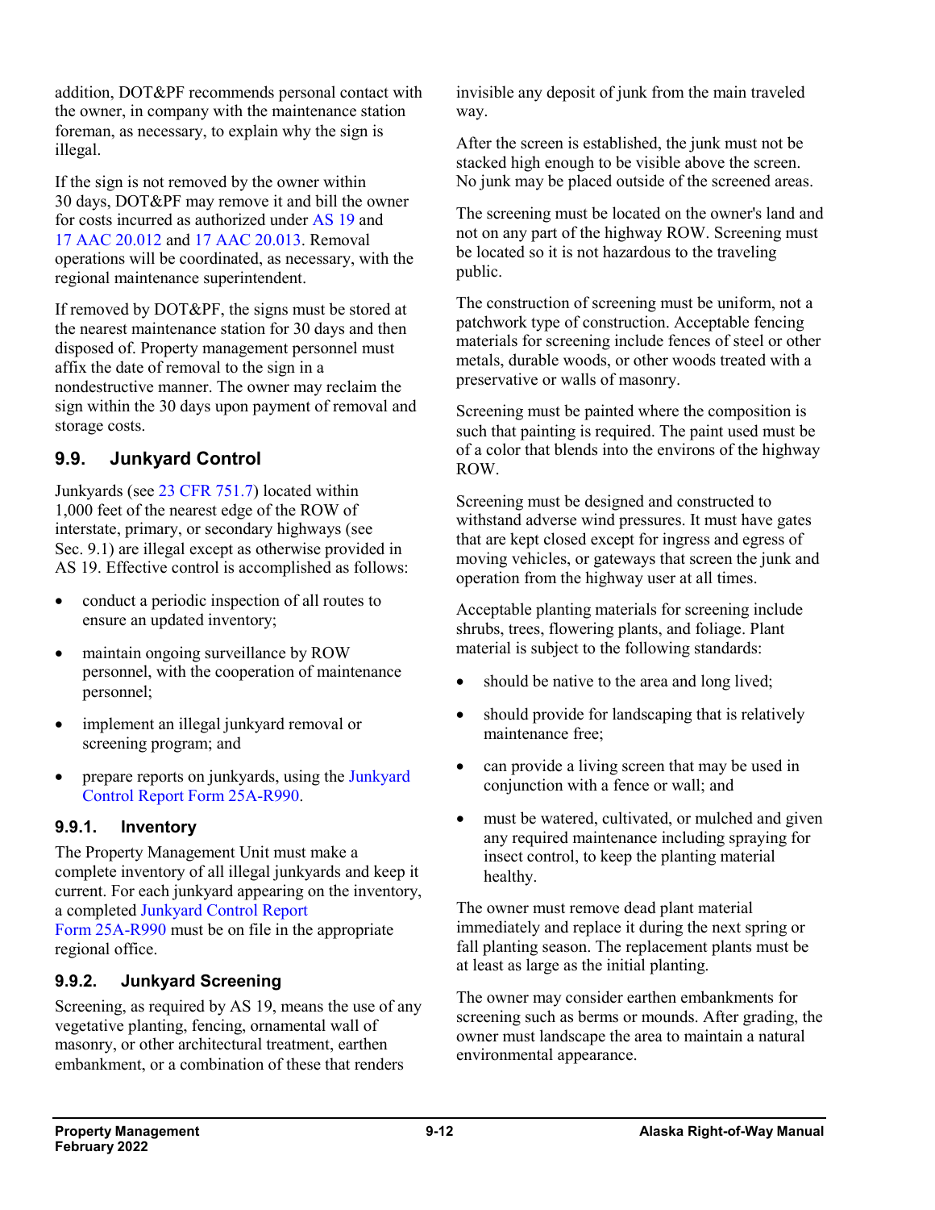addition, DOT&PF recommends personal contact with the owner, in company with the maintenance station foreman, as necessary, to explain why the sign is illegal.

If the sign is not removed by the owner within 30 days, DOT&PF may remove it and bill the owner for costs incurred as authorized under AS 19 and 17 AAC 20.012 and 17 AAC 20.013. Removal operations will be coordinated, as necessary, with the regional maintenance superintendent.

If removed by DOT&PF, the signs must be stored at the nearest maintenance station for 30 days and then disposed of. Property management personnel must affix the date of removal to the sign in a nondestructive manner. The owner may reclaim the sign within the 30 days upon payment of removal and storage costs.

## 9.9. Junkyard Control

Junkyards (see 23 CFR 751.7) located within 1,000 feet of the nearest edge of the ROW of interstate, primary, or secondary highways (see Sec. 9.1) are illegal except as otherwise provided in AS 19. Effective control is accomplished as follows:

- conduct a periodic inspection of all routes to ensure an updated inventory;
- maintain ongoing surveillance by ROW personnel, with the cooperation of maintenance personnel;
- implement an illegal junkyard removal or screening program; and
- prepare reports on junkyards, using the Junkyard Control Report Form 25A-R990.

### 9.9.1. Inventory

The Property Management Unit must make a complete inventory of all illegal junkyards and keep it current. For each junkyard appearing on the inventory, a completed Junkyard Control Report Form 25A-R990 must be on file in the appropriate regional office.

### 9.9.2. Junkyard Screening

Screening, as required by AS 19, means the use of any vegetative planting, fencing, ornamental wall of masonry, or other architectural treatment, earthen embankment, or a combination of these that renders invisible any deposit of junk from the main traveled way.

After the screen is established, the junk must not be stacked high enough to be visible above the screen. No junk may be placed outside of the screened areas.

The screening must be located on the owner's land and not on any part of the highway ROW. Screening must be located so it is not hazardous to the traveling public.

The construction of screening must be uniform, not a patchwork type of construction. Acceptable fencing materials for screening include fences of steel or other metals, durable woods, or other woods treated with a preservative or walls of masonry.

Screening must be painted where the composition is such that painting is required. The paint used must be of a color that blends into the environs of the highway ROW.

Screening must be designed and constructed to withstand adverse wind pressures. It must have gates that are kept closed except for ingress and egress of moving vehicles, or gateways that screen the junk and operation from the highway user at all times.

Acceptable planting materials for screening include shrubs, trees, flowering plants, and foliage. Plant material is subject to the following standards:

- should be native to the area and long lived;
- should provide for landscaping that is relatively maintenance free;
- can provide a living screen that may be used in conjunction with a fence or wall; and
- must be watered, cultivated, or mulched and given any required maintenance including spraying for insect control, to keep the planting material healthy.

The owner must remove dead plant material immediately and replace it during the next spring or fall planting season. The replacement plants must be at least as large as the initial planting.

The owner may consider earthen embankments for screening such as berms or mounds. After grading, the owner must landscape the area to maintain a natural environmental appearance.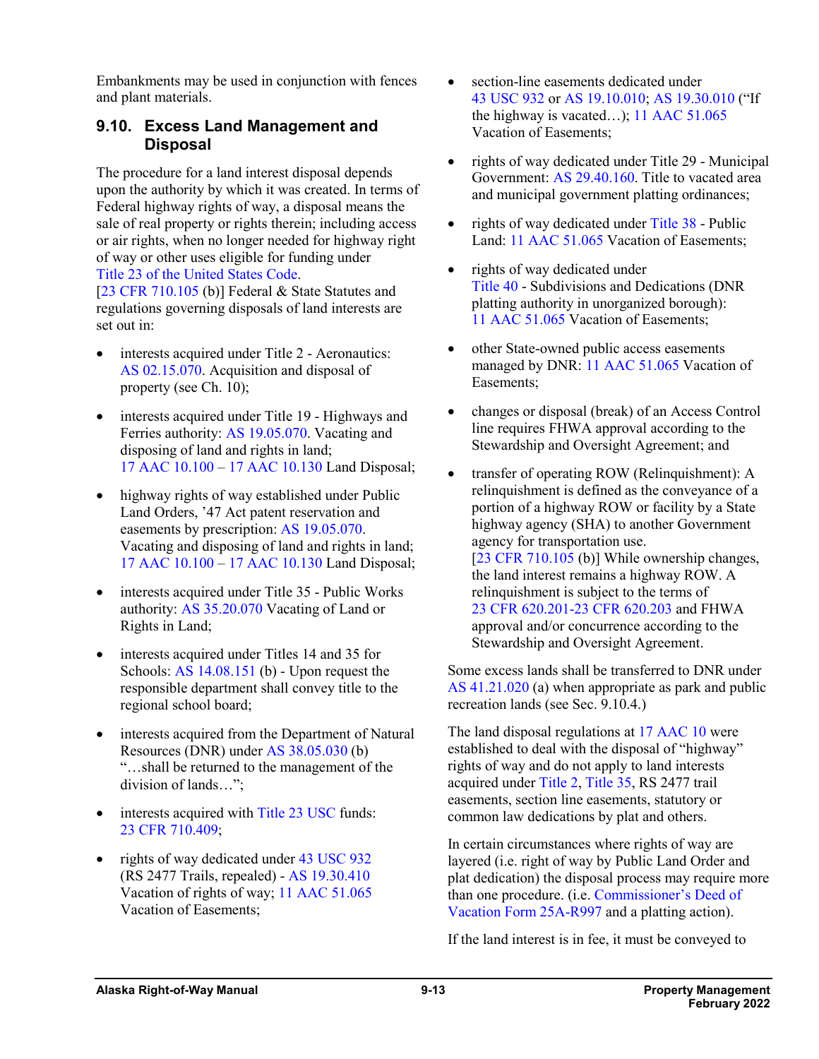Embankments may be used in conjunction with fences and plant materials.

## 9.10. Excess Land Management and Disposal

The procedure for a land interest disposal depends upon the authority by which it was created. In terms of Federal highway rights of way, a disposal means the sale of real property or rights therein; including access or air rights, when no longer needed for highway right of way or other uses eligible for funding under Title 23 of the United States Code. [23 CFR 710.105 (b)] Federal & State Statutes and regulations governing disposals of land interests are set out in:

- interests acquired under Title 2 - Aeronautics: AS 02.15.070. Acquisition and disposal of property (see Ch. 10);
- interests acquired under Title 19 - Highways and Ferries authority: AS 19.05.070. Vacating and disposing of land and rights in land; 17 AAC 10.100 – 17 AAC 10.130 Land Disposal;
- highway rights of way established under Public Land Orders, '47 Act patent reservation and easements by prescription: AS 19.05.070. Vacating and disposing of land and rights in land; 17 AAC 10.100 – 17 AAC 10.130 Land Disposal;
- interests acquired under Title 35 - Public Works authority: AS 35.20.070 Vacating of Land or Rights in Land;
- interests acquired under Titles 14 and 35 for Schools: AS 14.08.151 (b) - Upon request the responsible department shall convey title to the regional school board;
- interests acquired from the Department of Natural Resources (DNR) under AS 38.05.030 (b) "…shall be returned to the management of the division of lands…";
- interests acquired with Title 23 USC funds: 23 CFR 710.409;
- rights of way dedicated under 43 USC 932 (RS 2477 Trails, repealed) - AS 19.30.410 Vacation of rights of way; 11 AAC 51.065 Vacation of Easements;
- section-line easements dedicated under 43 USC 932 or AS 19.10.010; AS 19.30.010 ("If the highway is vacated…); 11 AAC 51.065 Vacation of Easements;
- rights of way dedicated under Title 29 - Municipal Government: AS 29.40.160. Title to vacated area and municipal government platting ordinances;
- rights of way dedicated under Title 38 - Public Land: 11 AAC 51.065 Vacation of Easements;
- rights of way dedicated under Title 40 - Subdivisions and Dedications (DNR platting authority in unorganized borough): 11 AAC 51.065 Vacation of Easements;
- other State-owned public access easements managed by DNR: 11 AAC 51.065 Vacation of Easements;
- changes or disposal (break) of an Access Control line requires FHWA approval according to the Stewardship and Oversight Agreement; and
- transfer of operating ROW (Relinquishment): A relinquishment is defined as the conveyance of a portion of a highway ROW or facility by a State highway agency (SHA) to another Government agency for transportation use. [23 CFR 710.105 (b)] While ownership changes, the land interest remains a highway ROW. A relinquishment is subject to the terms of 23 CFR 620.201-23 CFR 620.203 and FHWA approval and/or concurrence according to the Stewardship and Oversight Agreement.

Some excess lands shall be transferred to DNR under AS 41.21.020 (a) when appropriate as park and public recreation lands (see Sec. 9.10.4.)

The land disposal regulations at 17 AAC 10 were established to deal with the disposal of "highway" rights of way and do not apply to land interests acquired under Title 2, Title 35, RS 2477 trail easements, section line easements, statutory or common law dedications by plat and others.

In certain circumstances where rights of way are layered (i.e. right of way by Public Land Order and plat dedication) the disposal process may require more than one procedure. (i.e. Commissioner's Deed of Vacation Form 25A-R997 and a platting action).

If the land interest is in fee, it must be conveyed to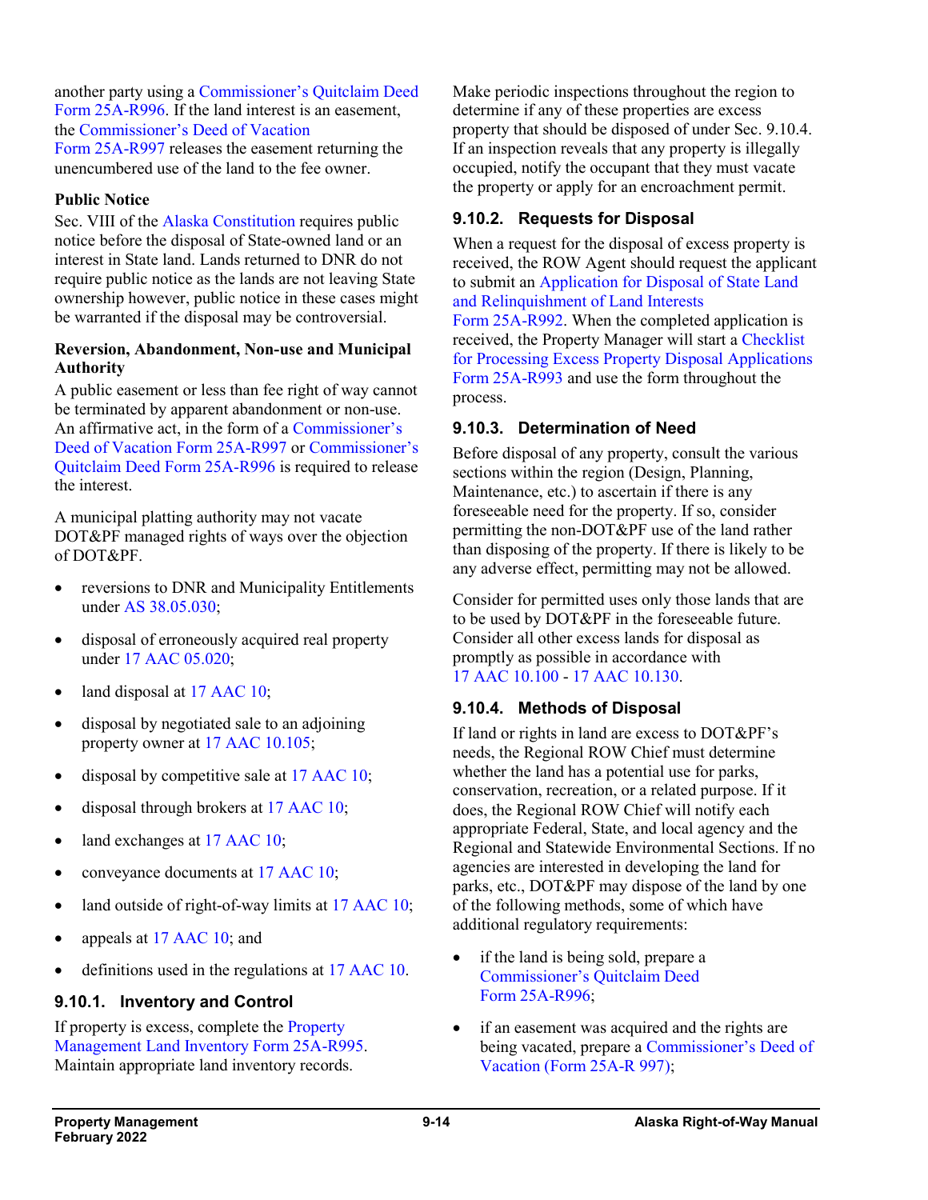another party using a Commissioner's Quitclaim Deed Form 25A-R996. If the land interest is an easement, the Commissioner's Deed of Vacation Form 25A-R997 releases the easement returning the unencumbered use of the land to the fee owner.

**Public Notice**

Sec. VIII of the Alaska Constitution requires public notice before the disposal of State-owned land or an interest in State land. Lands returned to DNR do not require public notice as the lands are not leaving State ownership however, public notice in these cases might be warranted if the disposal may be controversial.

**Reversion, Abandonment, Non-use and Municipal Authority**

A public easement or less than fee right of way cannot be terminated by apparent abandonment or non-use. An affirmative act, in the form of a Commissioner's Deed of Vacation Form 25A-R997 or Commissioner's Quitclaim Deed Form 25A-R996 is required to release the interest.

A municipal platting authority may not vacate DOT&PF managed rights of ways over the objection of DOT&PF.

- reversions to DNR and Municipality Entitlements under AS 38.05.030;
- disposal of erroneously acquired real property under 17 AAC 05.020;
- land disposal at 17 AAC 10;
- disposal by negotiated sale to an adjoining property owner at 17 AAC 10.105;
- disposal by competitive sale at 17 AAC 10;
- disposal through brokers at 17 AAC 10;
- land exchanges at 17 AAC 10;
- conveyance documents at 17 AAC 10;
- land outside of right-of-way limits at 17 AAC 10;
- appeals at 17 AAC 10; and
- definitions used in the regulations at 17 AAC 10.

### 9.10.1. Inventory and Control

If property is excess, complete the Property Management Land Inventory Form 25A-R995. Maintain appropriate land inventory records.

Make periodic inspections throughout the region to determine if any of these properties are excess property that should be disposed of under Sec. 9.10.4. If an inspection reveals that any property is illegally occupied, notify the occupant that they must vacate the property or apply for an encroachment permit.

### 9.10.2. Requests for Disposal

When a request for the disposal of excess property is received, the ROW Agent should request the applicant to submit an Application for Disposal of State Land and Relinquishment of Land Interests Form 25A-R992. When the completed application is received, the Property Manager will start a Checklist for Processing Excess Property Disposal Applications Form 25A-R993 and use the form throughout the process.

### 9.10.3. Determination of Need

Before disposal of any property, consult the various sections within the region (Design, Planning, Maintenance, etc.) to ascertain if there is any foreseeable need for the property. If so, consider permitting the non-DOT&PF use of the land rather than disposing of the property. If there is likely to be any adverse effect, permitting may not be allowed.

Consider for permitted uses only those lands that are to be used by DOT&PF in the foreseeable future. Consider all other excess lands for disposal as promptly as possible in accordance with 17 AAC 10.100 - 17 AAC 10.130.

### 9.10.4. Methods of Disposal

If land or rights in land are excess to DOT&PF's needs, the Regional ROW Chief must determine whether the land has a potential use for parks, conservation, recreation, or a related purpose. If it does, the Regional ROW Chief will notify each appropriate Federal, State, and local agency and the Regional and Statewide Environmental Sections. If no agencies are interested in developing the land for parks, etc., DOT&PF may dispose of the land by one of the following methods, some of which have additional regulatory requirements:

- if the land is being sold, prepare a Commissioner's Quitclaim Deed Form 25A-R996;
- if an easement was acquired and the rights are being vacated, prepare a Commissioner's Deed of Vacation (Form 25A-R 997);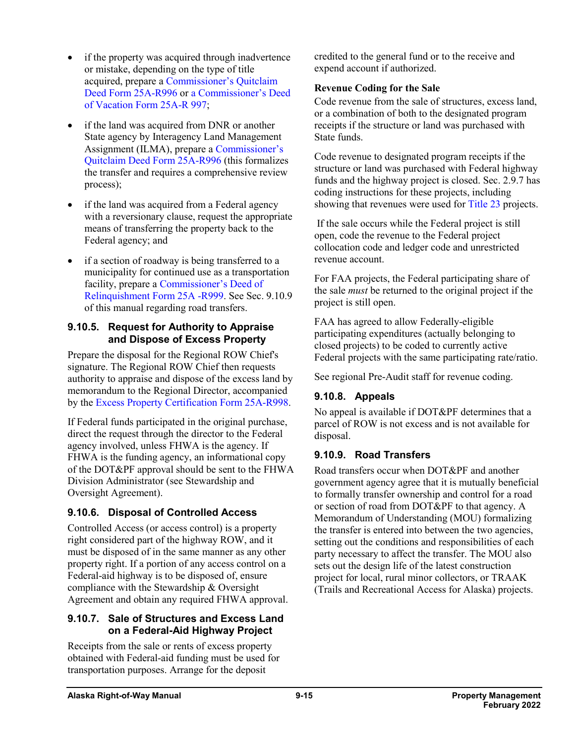- if the property was acquired through inadvertence or mistake, depending on the type of title acquired, prepare a Commissioner's Quitclaim Deed Form 25A-R996 or a Commissioner's Deed of Vacation Form 25A-R 997;
- if the land was acquired from DNR or another State agency by Interagency Land Management Assignment (ILMA), prepare a Commissioner's Quitclaim Deed Form 25A-R996 (this formalizes the transfer and requires a comprehensive review process);
- if the land was acquired from a Federal agency with a reversionary clause, request the appropriate means of transferring the property back to the Federal agency; and
- if a section of roadway is being transferred to a municipality for continued use as a transportation facility, prepare a Commissioner's Deed of Relinquishment Form 25A -R999. See Sec. 9.10.9 of this manual regarding road transfers.

### 9.10.5. Request for Authority to Appraise and Dispose of Excess Property

Prepare the disposal for the Regional ROW Chief's signature. The Regional ROW Chief then requests authority to appraise and dispose of the excess land by memorandum to the Regional Director, accompanied by the Excess Property Certification Form 25A-R998.

If Federal funds participated in the original purchase, direct the request through the director to the Federal agency involved, unless FHWA is the agency. If FHWA is the funding agency, an informational copy of the DOT&PF approval should be sent to the FHWA Division Administrator (see Stewardship and Oversight Agreement).

### 9.10.6. Disposal of Controlled Access

Controlled Access (or access control) is a property right considered part of the highway ROW, and it must be disposed of in the same manner as any other property right. If a portion of any access control on a Federal-aid highway is to be disposed of, ensure compliance with the Stewardship & Oversight Agreement and obtain any required FHWA approval.

### 9.10.7. Sale of Structures and Excess Land on a Federal-Aid Highway Project

Receipts from the sale or rents of excess property obtained with Federal-aid funding must be used for transportation purposes. Arrange for the deposit credited to the general fund or to the receive and expend account if authorized.

**Revenue Coding for the Sale**

Code revenue from the sale of structures, excess land, or a combination of both to the designated program receipts if the structure or land was purchased with State funds.

Code revenue to designated program receipts if the structure or land was purchased with Federal highway funds and the highway project is closed. Sec. 2.9.7 has coding instructions for these projects, including showing that revenues were used for Title 23 projects.

If the sale occurs while the Federal project is still open, code the revenue to the Federal project collocation code and ledger code and unrestricted revenue account.

For FAA projects, the Federal participating share of the sale *must* be returned to the original project if the project is still open.

FAA has agreed to allow Federally-eligible participating expenditures (actually belonging to closed projects) to be coded to currently active Federal projects with the same participating rate/ratio.

See regional Pre-Audit staff for revenue coding.

### 9.10.8. Appeals

No appeal is available if DOT&PF determines that a parcel of ROW is not excess and is not available for disposal.

### 9.10.9. Road Transfers

Road transfers occur when DOT&PF and another government agency agree that it is mutually beneficial to formally transfer ownership and control for a road or section of road from DOT&PF to that agency. A Memorandum of Understanding (MOU) formalizing the transfer is entered into between the two agencies, setting out the conditions and responsibilities of each party necessary to affect the transfer. The MOU also sets out the design life of the latest construction project for local, rural minor collectors, or TRAAK (Trails and Recreational Access for Alaska) projects.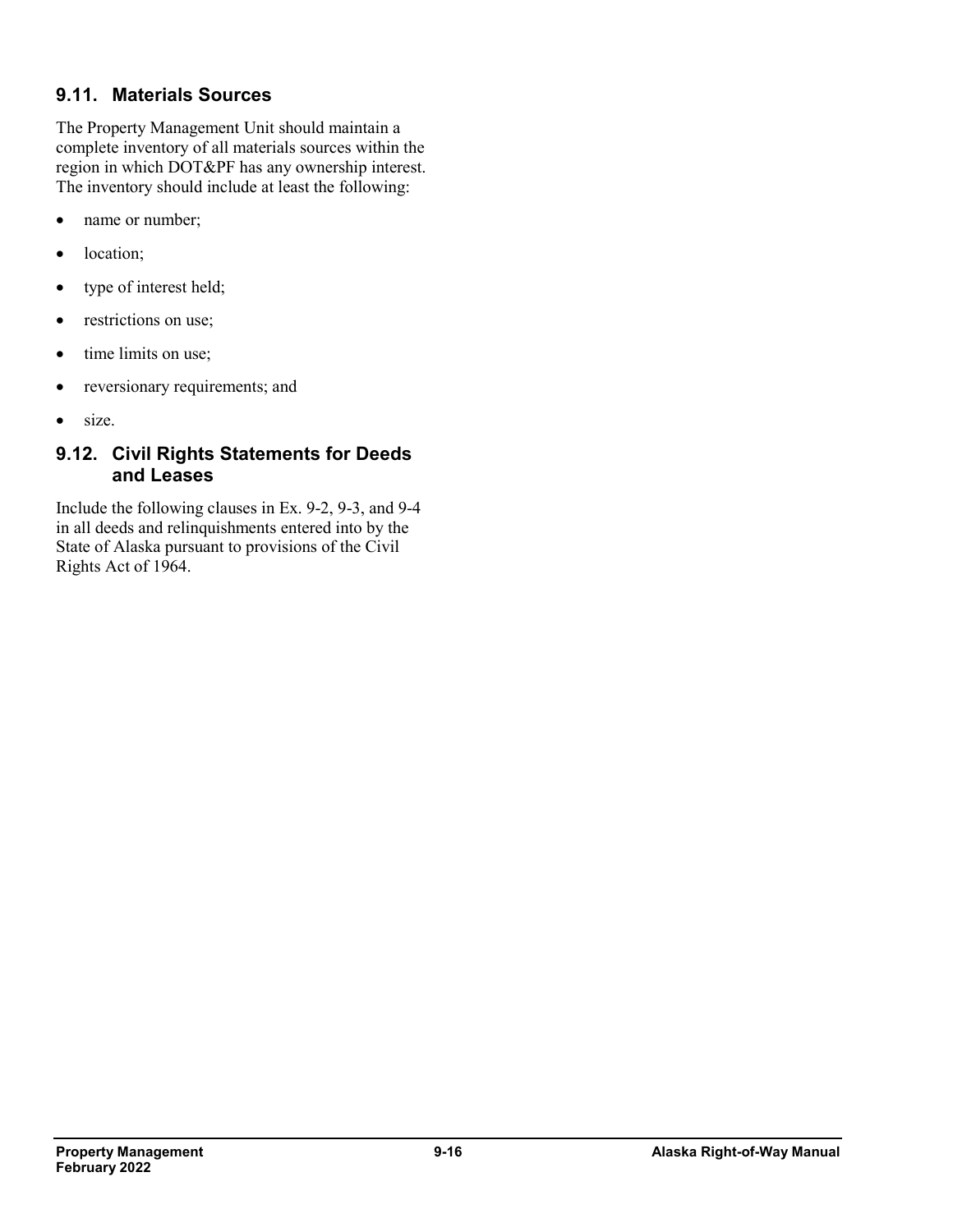## 9.11. Materials Sources

The Property Management Unit should maintain a complete inventory of all materials sources within the region in which DOT&PF has any ownership interest. The inventory should include at least the following:

- name or number;
- location;
- type of interest held;
- restrictions on use;
- time limits on use;
- reversionary requirements; and
- size.

## 9.12. Civil Rights Statements for Deeds and Leases

Include the following clauses in Ex. 9-2, 9-3, and 9-4 in all deeds and relinquishments entered into by the State of Alaska pursuant to provisions of the Civil Rights Act of 1964.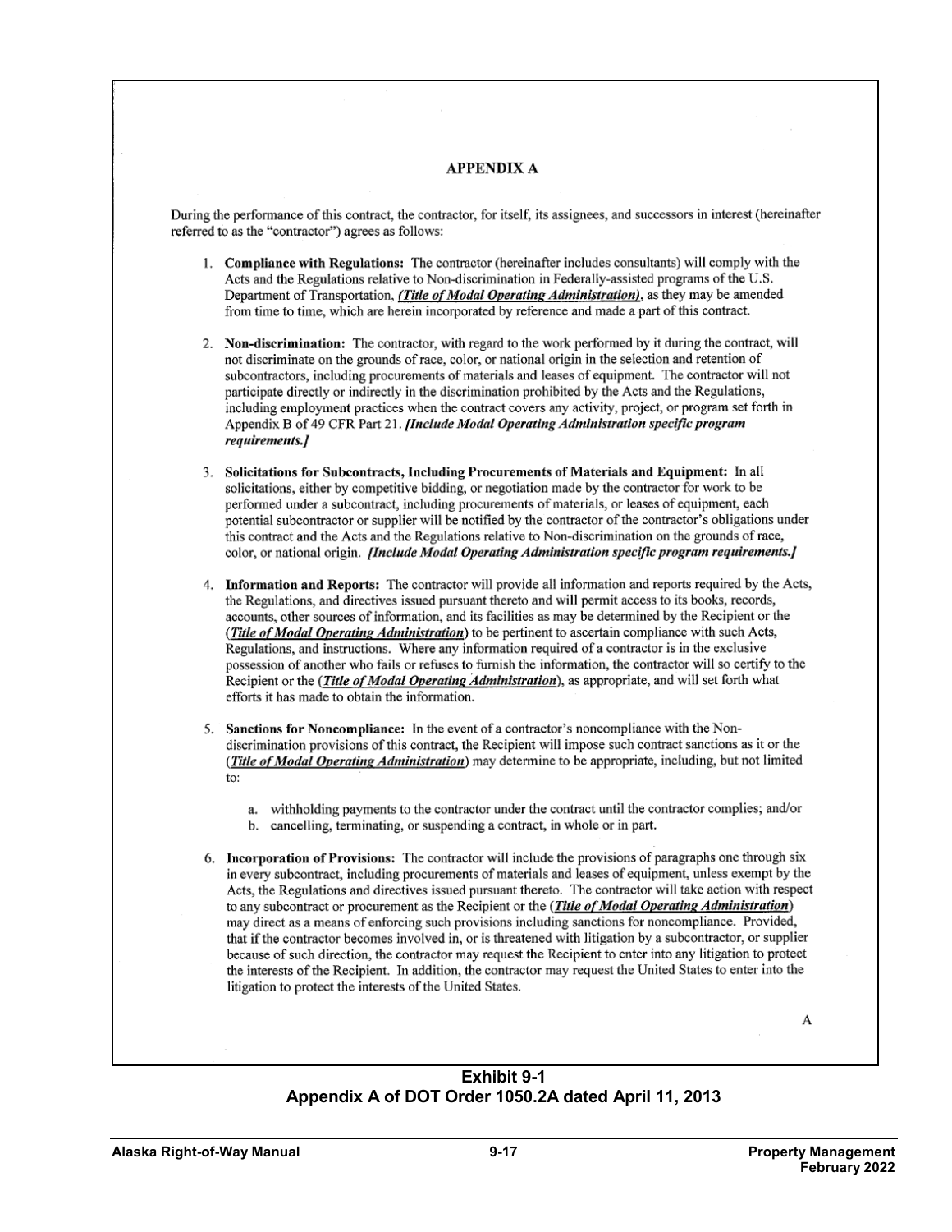## APPENDIX A

During the performance of this contract, the contractor, for itself, its assignees, and successors in interest (hereinafter referred to as the "contractor") agrees as follows:

1. **Compliance with Regulations:** The contractor (hereinafter includes consultants) will comply with the Acts and the Regulations relative to Non-discrimination in Federally-assisted programs of the U.S. Department of Transportation, ***(Title of Modal Operating Administration)***, as they may be amended from time to time, which are herein incorporated by reference and made a part of this contract.

2. **Non-discrimination:** The contractor, with regard to the work performed by it during the contract, will not discriminate on the grounds of race, color, or national origin in the selection and retention of subcontractors, including procurements of materials and leases of equipment. The contractor will not participate directly or indirectly in the discrimination prohibited by the Acts and the Regulations, including employment practices when the contract covers any activity, project, or program set forth in Appendix B of 49 CFR Part 21. ***[Include Modal Operating Administration specific program requirements.]***

3. **Solicitations for Subcontracts, Including Procurements of Materials and Equipment:** In all solicitations, either by competitive bidding, or negotiation made by the contractor for work to be performed under a subcontract, including procurements of materials, or leases of equipment, each potential subcontractor or supplier will be notified by the contractor of the contractor's obligations under this contract and the Acts and the Regulations relative to Non-discrimination on the grounds of race, color, or national origin. ***[Include Modal Operating Administration specific program requirements.]***

4. **Information and Reports:** The contractor will provide all information and reports required by the Acts, the Regulations, and directives issued pursuant thereto and will permit access to its books, records, accounts, other sources of information, and its facilities as may be determined by the Recipient or the (***Title of Modal Operating Administration***) to be pertinent to ascertain compliance with such Acts, Regulations, and instructions. Where any information required of a contractor is in the exclusive possession of another who fails or refuses to furnish the information, the contractor will so certify to the Recipient or the (***Title of Modal Operating Administration***), as appropriate, and will set forth what efforts it has made to obtain the information.

5. **Sanctions for Noncompliance:** In the event of a contractor's noncompliance with the Non-discrimination provisions of this contract, the Recipient will impose such contract sanctions as it or the (***Title of Modal Operating Administration***) may determine to be appropriate, including, but not limited to:

   a. withholding payments to the contractor under the contract until the contractor complies; and/or
   b. cancelling, terminating, or suspending a contract, in whole or in part.

6. **Incorporation of Provisions:** The contractor will include the provisions of paragraphs one through six in every subcontract, including procurements of materials and leases of equipment, unless exempt by the Acts, the Regulations and directives issued pursuant thereto. The contractor will take action with respect to any subcontract or procurement as the Recipient or the (***Title of Modal Operating Administration***) may direct as a means of enforcing such provisions including sanctions for noncompliance. Provided, that if the contractor becomes involved in, or is threatened with litigation by a subcontractor, or supplier because of such direction, the contractor may request the Recipient to enter into any litigation to protect the interests of the Recipient. In addition, the contractor may request the United States to enter into the litigation to protect the interests of the United States.

A

**Exhibit 9-1**
**Appendix A of DOT Order 1050.2A dated April 11, 2013**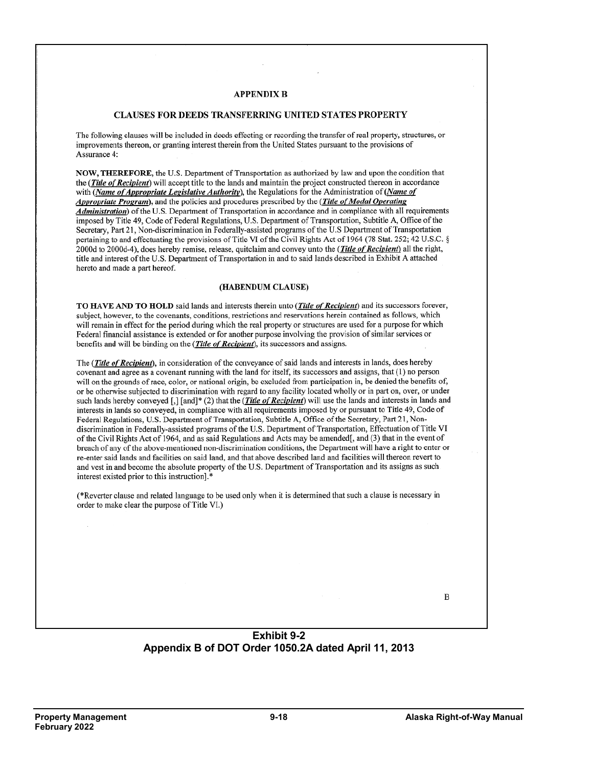## APPENDIX B

### CLAUSES FOR DEEDS TRANSFERRING UNITED STATES PROPERTY

The following clauses will be included in deeds effecting or recording the transfer of real property, structures, or improvements thereon, or granting interest therein from the United States pursuant to the provisions of Assurance 4:

**NOW, THEREFORE,** the U.S. Department of Transportation as authorized by law and upon the condition that the (***Title of Recipient***) will accept title to the lands and maintain the project constructed thereon in accordance with (***Name of Appropriate Legislative Authority***), the Regulations for the Administration of (***Name of Appropriate Program***), and the policies and procedures prescribed by the (***Title of Modal Operating Administration***) of the U.S. Department of Transportation in accordance and in compliance with all requirements imposed by Title 49, Code of Federal Regulations, U.S. Department of Transportation, Subtitle A, Office of the Secretary, Part 21, Non-discrimination in Federally-assisted programs of the U.S Department of Transportation pertaining to and effectuating the provisions of Title VI of the Civil Rights Act of 1964 (78 Stat. 252; 42 U.S.C. § 2000d to 2000d-4), does hereby remise, release, quitclaim and convey unto the (***Title of Recipient***) all the right, title and interest of the U.S. Department of Transportation in and to said lands described in Exhibit A attached hereto and made a part hereof.

#### (HABENDUM CLAUSE)

**TO HAVE AND TO HOLD** said lands and interests therein unto (***Title of Recipient***) and its successors forever, subject, however, to the covenants, conditions, restrictions and reservations herein contained as follows, which will remain in effect for the period during which the real property or structures are used for a purpose for which Federal financial assistance is extended or for another purpose involving the provision of similar services or benefits and will be binding on the (***Title of Recipient***), its successors and assigns.

The (***Title of Recipient***), in consideration of the conveyance of said lands and interests in lands, does hereby covenant and agree as a covenant running with the land for itself, its successors and assigns, that (1) no person will on the grounds of race, color, or national origin, be excluded from participation in, be denied the benefits of, or be otherwise subjected to discrimination with regard to any facility located wholly or in part on, over, or under such lands hereby conveyed [,] [and]* (2) that the (***Title of Recipient***) will use the lands and interests in lands and interests in lands so conveyed, in compliance with all requirements imposed by or pursuant to Title 49, Code of Federal Regulations, U.S. Department of Transportation, Subtitle A, Office of the Secretary, Part 21, Non-discrimination in Federally-assisted programs of the U.S. Department of Transportation, Effectuation of Title VI of the Civil Rights Act of 1964, and as said Regulations and Acts may be amended[, and (3) that in the event of breach of any of the above-mentioned non-discrimination conditions, the Department will have a right to enter or re-enter said lands and facilities on said land, and that above described land and facilities will thereon revert to and vest in and become the absolute property of the U.S. Department of Transportation and its assigns as such interest existed prior to this instruction].*

(*Reverter clause and related language to be used only when it is determined that such a clause is necessary in order to make clear the purpose of Title VI.)

B

**Exhibit 9-2**
**Appendix B of DOT Order 1050.2A dated April 11, 2013**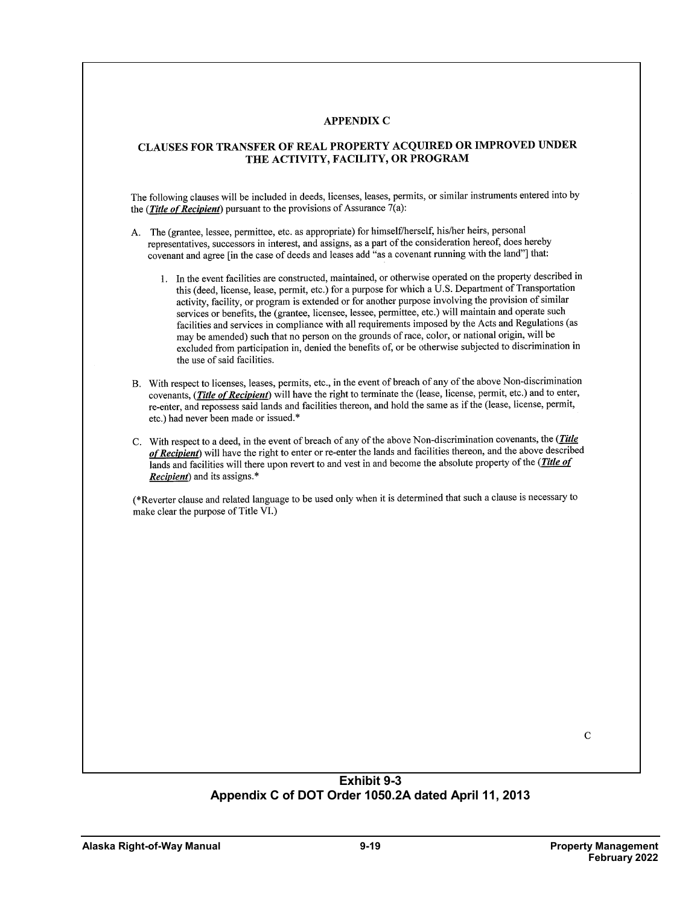## APPENDIX C

### CLAUSES FOR TRANSFER OF REAL PROPERTY ACQUIRED OR IMPROVED UNDER THE ACTIVITY, FACILITY, OR PROGRAM

The following clauses will be included in deeds, licenses, leases, permits, or similar instruments entered into by the (***Title of Recipient***) pursuant to the provisions of Assurance 7(a):

A. The (grantee, lessee, permittee, etc. as appropriate) for himself/herself, his/her heirs, personal representatives, successors in interest, and assigns, as a part of the consideration hereof, does hereby covenant and agree [in the case of deeds and leases add "as a covenant running with the land"] that:

   1. In the event facilities are constructed, maintained, or otherwise operated on the property described in this (deed, license, lease, permit, etc.) for a purpose for which a U.S. Department of Transportation activity, facility, or program is extended or for another purpose involving the provision of similar services or benefits, the (grantee, licensee, lessee, permittee, etc.) will maintain and operate such facilities and services in compliance with all requirements imposed by the Acts and Regulations (as may be amended) such that no person on the grounds of race, color, or national origin, will be excluded from participation in, denied the benefits of, or be otherwise subjected to discrimination in the use of said facilities.

B. With respect to licenses, leases, permits, etc., in the event of breach of any of the above Non-discrimination covenants, (***Title of Recipient***) will have the right to terminate the (lease, license, permit, etc.) and to enter, re-enter, and repossess said lands and facilities thereon, and hold the same as if the (lease, license, permit, etc.) had never been made or issued.*

C. With respect to a deed, in the event of breach of any of the above Non-discrimination covenants, the (***Title of Recipient***) will have the right to enter or re-enter the lands and facilities thereon, and the above described lands and facilities will there upon revert to and vest in and become the absolute property of the (***Title of Recipient***) and its assigns.*

(*Reverter clause and related language to be used only when it is determined that such a clause is necessary to make clear the purpose of Title VI.)

C

**Exhibit 9-3**
**Appendix C of DOT Order 1050.2A dated April 11, 2013**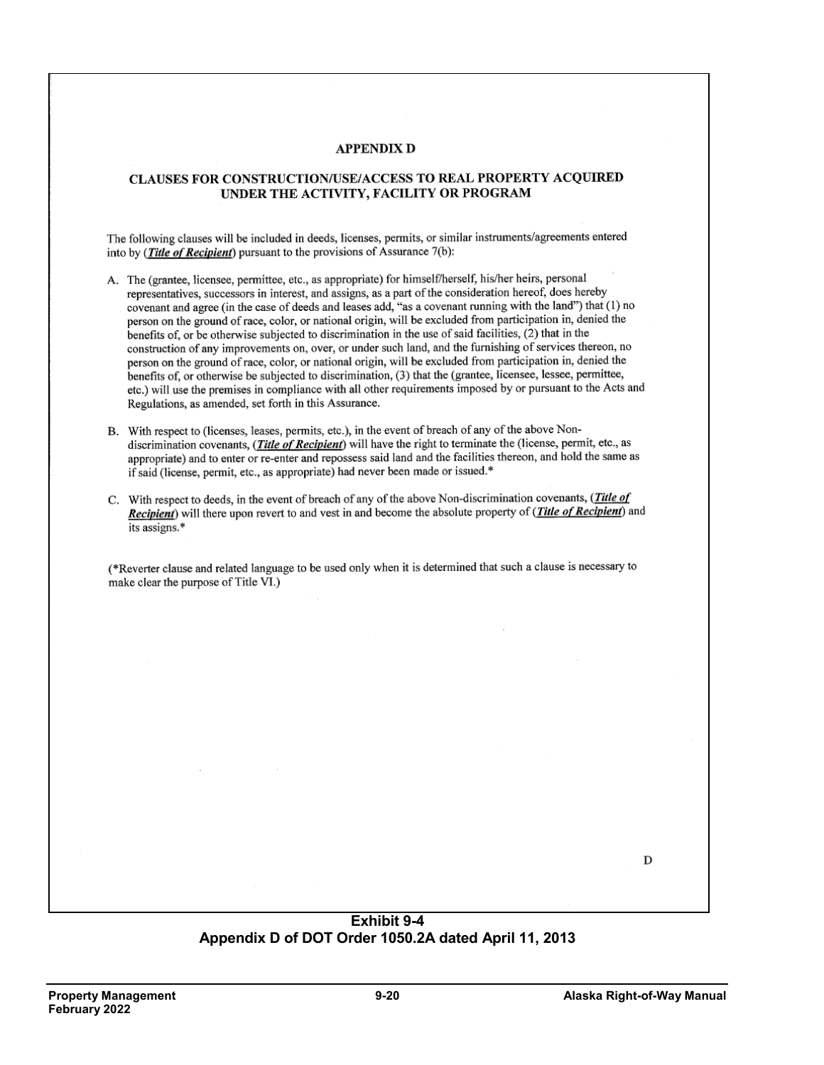## APPENDIX D

### CLAUSES FOR CONSTRUCTION/USE/ACCESS TO REAL PROPERTY ACQUIRED UNDER THE ACTIVITY, FACILITY OR PROGRAM

The following clauses will be included in deeds, licenses, permits, or similar instruments/agreements entered into by (***Title of Recipient***) pursuant to the provisions of Assurance 7(b):

A. The (grantee, licensee, permittee, etc., as appropriate) for himself/herself, his/her heirs, personal representatives, successors in interest, and assigns, as a part of the consideration hereof, does hereby covenant and agree (in the case of deeds and leases add, "as a covenant running with the land") that (1) no person on the ground of race, color, or national origin, will be excluded from participation in, denied the benefits of, or be otherwise subjected to discrimination in the use of said facilities, (2) that in the construction of any improvements on, over, or under such land, and the furnishing of services thereon, no person on the ground of race, color, or national origin, will be excluded from participation in, denied the benefits of, or otherwise be subjected to discrimination, (3) that the (grantee, licensee, lessee, permittee, etc.) will use the premises in compliance with all other requirements imposed by or pursuant to the Acts and Regulations, as amended, set forth in this Assurance.

B. With respect to (licenses, leases, permits, etc.), in the event of breach of any of the above Non-discrimination covenants, (***Title of Recipient***) will have the right to terminate the (license, permit, etc., as appropriate) and to enter or re-enter and repossess said land and the facilities thereon, and hold the same as if said (license, permit, etc., as appropriate) had never been made or issued.*

C. With respect to deeds, in the event of breach of any of the above Non-discrimination covenants, (***Title of Recipient***) will there upon revert to and vest in and become the absolute property of (***Title of Recipient***) and its assigns.*

(*Reverter clause and related language to be used only when it is determined that such a clause is necessary to make clear the purpose of Title VI.)

D

**Exhibit 9-4**
**Appendix D of DOT Order 1050.2A dated April 11, 2013**